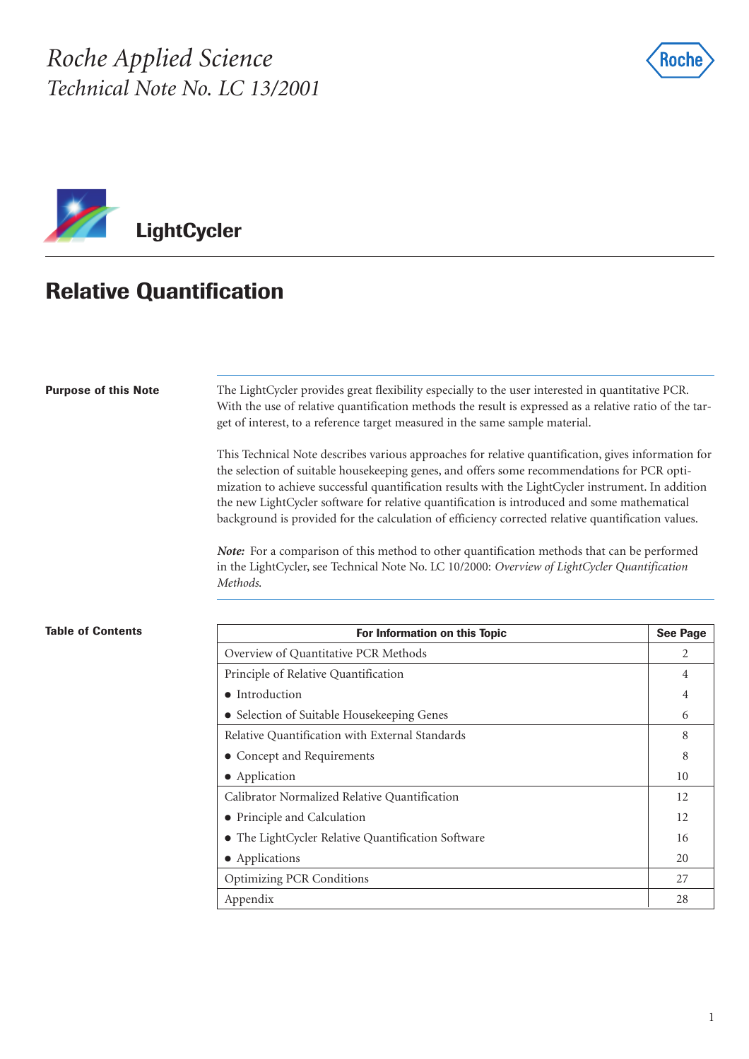*Roche Applied Science*
*Technical Note No. LC 13/2001*

Roche

# LightCycler

## Relative Quantification

**Purpose of this Note**

The LightCycler provides great flexibility especially to the user interested in quantitative PCR. With the use of relative quantification methods the result is expressed as a relative ratio of the target of interest, to a reference target measured in the same sample material.

This Technical Note describes various approaches for relative quantification, gives information for the selection of suitable housekeeping genes, and offers some recommendations for PCR optimization to achieve successful quantification results with the LightCycler instrument. In addition the new LightCycler software for relative quantification is introduced and some mathematical background is provided for the calculation of efficiency corrected relative quantification values.

***Note:*** For a comparison of this method to other quantification methods that can be performed in the LightCycler, see Technical Note No. LC 10/2000: *Overview of LightCycler Quantification Methods.*

**Table of Contents**

| For Information on this Topic | See Page |
|---|---|
| Overview of Quantitative PCR Methods | 2 |
| Principle of Relative Quantification | 4 |
| • Introduction | 4 |
| • Selection of Suitable Housekeeping Genes | 6 |
| Relative Quantification with External Standards | 8 |
| • Concept and Requirements | 8 |
| • Application | 10 |
| Calibrator Normalized Relative Quantification | 12 |
| • Principle and Calculation | 12 |
| • The LightCycler Relative Quantification Software | 16 |
| • Applications | 20 |
| Optimizing PCR Conditions | 27 |
| Appendix | 28 |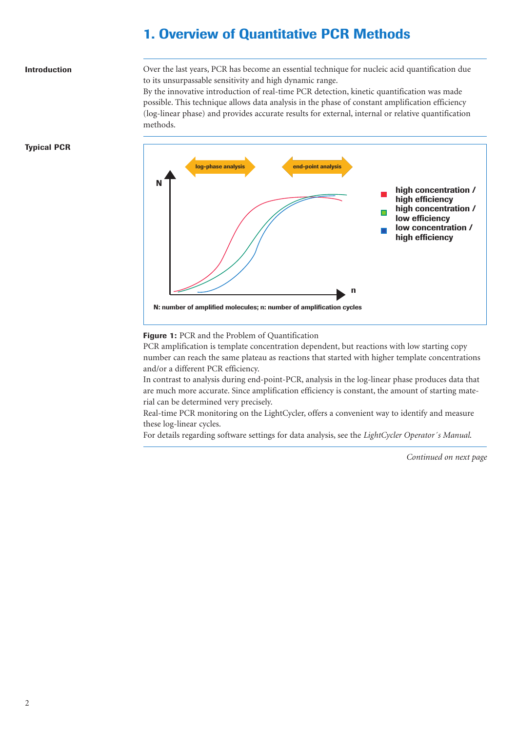# 1. Overview of Quantitative PCR Methods

**Introduction**

Over the last years, PCR has become an essential technique for nucleic acid quantification due to its unsurpassable sensitivity and high dynamic range.

By the innovative introduction of real-time PCR detection, kinetic quantification was made possible. This technique allows data analysis in the phase of constant amplification efficiency (log-linear phase) and provides accurate results for external, internal or relative quantification methods.

**Typical PCR**

**Figure 1:** PCR and the Problem of Quantification

PCR amplification is template concentration dependent, but reactions with low starting copy number can reach the same plateau as reactions that started with higher template concentrations and/or a different PCR efficiency.

In contrast to analysis during end-point-PCR, analysis in the log-linear phase produces data that are much more accurate. Since amplification efficiency is constant, the amount of starting material can be determined very precisely.

Real-time PCR monitoring on the LightCycler, offers a convenient way to identify and measure these log-linear cycles.

For details regarding software settings for data analysis, see the *LightCycler Operator´s Manual.*

*Continued on next page*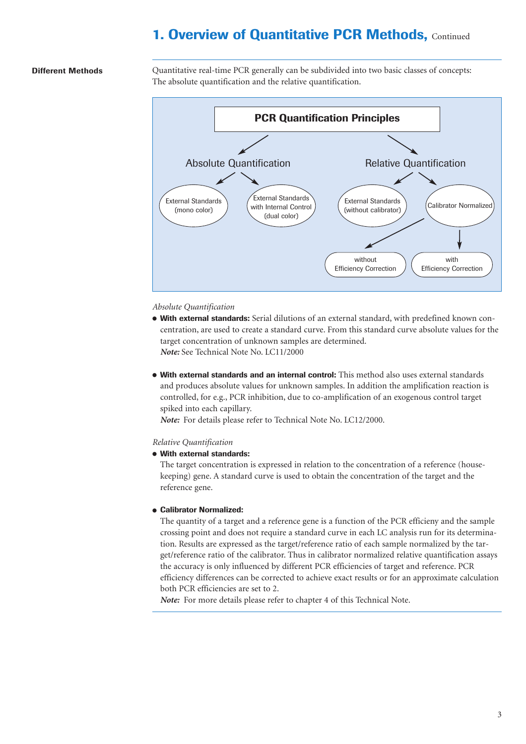# 1. Overview of Quantitative PCR Methods, Continued

**Different Methods**

Quantitative real-time PCR generally can be subdivided into two basic classes of concepts: The absolute quantification and the relative quantification.

**PCR Quantification Principles**

- Absolute Quantification
  - External Standards (mono color)
  - External Standards with Internal Control (dual color)
- Relative Quantification
  - External Standards (without calibrator)
  - Calibrator Normalized
    - without Efficiency Correction
    - with Efficiency Correction

*Absolute Quantification*

- **With external standards:** Serial dilutions of an external standard, with predefined known concentration, are used to create a standard curve. From this standard curve absolute values for the target concentration of unknown samples are determined.
  ***Note:*** See Technical Note No. LC11/2000

- **With external standards and an internal control:** This method also uses external standards and produces absolute values for unknown samples. In addition the amplification reaction is controlled, for e.g., PCR inhibition, due to co-amplification of an exogenous control target spiked into each capillary.
  ***Note:*** For details please refer to Technical Note No. LC12/2000.

*Relative Quantification*

- **With external standards:**
  The target concentration is expressed in relation to the concentration of a reference (housekeeping) gene. A standard curve is used to obtain the concentration of the target and the reference gene.

- **Calibrator Normalized:**
  The quantity of a target and a reference gene is a function of the PCR efficieny and the sample crossing point and does not require a standard curve in each LC analysis run for its determination. Results are expressed as the target/reference ratio of each sample normalized by the target/reference ratio of the calibrator. Thus in calibrator normalized relative quantification assays the accuracy is only influenced by different PCR efficiencies of target and reference. PCR efficiency differences can be corrected to achieve exact results or for an approximate calculation both PCR efficiencies are set to 2.
  ***Note:*** For more details please refer to chapter 4 of this Technical Note.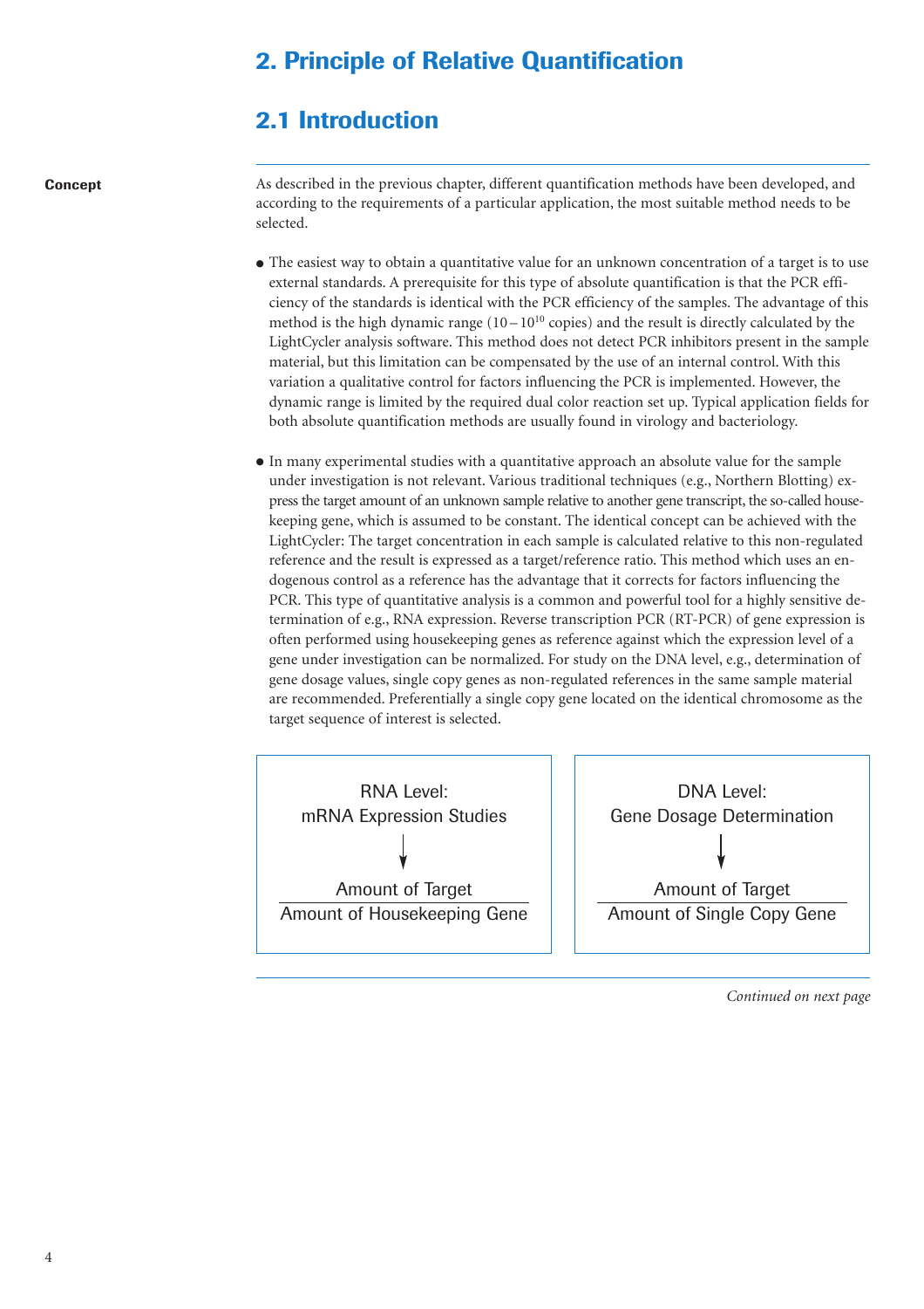# 2. Principle of Relative Quantification

## 2.1 Introduction

**Concept**

As described in the previous chapter, different quantification methods have been developed, and according to the requirements of a particular application, the most suitable method needs to be selected.

- The easiest way to obtain a quantitative value for an unknown concentration of a target is to use external standards. A prerequisite for this type of absolute quantification is that the PCR efficiency of the standards is identical with the PCR efficiency of the samples. The advantage of this method is the high dynamic range ($10 - 10^{10}$ copies) and the result is directly calculated by the LightCycler analysis software. This method does not detect PCR inhibitors present in the sample material, but this limitation can be compensated by the use of an internal control. With this variation a qualitative control for factors influencing the PCR is implemented. However, the dynamic range is limited by the required dual color reaction set up. Typical application fields for both absolute quantification methods are usually found in virology and bacteriology.

- In many experimental studies with a quantitative approach an absolute value for the sample under investigation is not relevant. Various traditional techniques (e.g., Northern Blotting) express the target amount of an unknown sample relative to another gene transcript, the so-called housekeeping gene, which is assumed to be constant. The identical concept can be achieved with the LightCycler: The target concentration in each sample is calculated relative to this non-regulated reference and the result is expressed as a target/reference ratio. This method which uses an endogenous control as a reference has the advantage that it corrects for factors influencing the PCR. This type of quantitative analysis is a common and powerful tool for a highly sensitive determination of e.g., RNA expression. Reverse transcription PCR (RT-PCR) of gene expression is often performed using housekeeping genes as reference against which the expression level of a gene under investigation can be normalized. For study on the DNA level, e.g., determination of gene dosage values, single copy genes as non-regulated references in the same sample material are recommended. Preferentially a single copy gene located on the identical chromosome as the target sequence of interest is selected.

| RNA Level: mRNA Expression Studies | DNA Level: Gene Dosage Determination |
| --- | --- |
| ↓ | ↓ |
| $\frac{\text{Amount of Target}}{\text{Amount of Housekeeping Gene}}$ | $\frac{\text{Amount of Target}}{\text{Amount of Single Copy Gene}}$ |

*Continued on next page*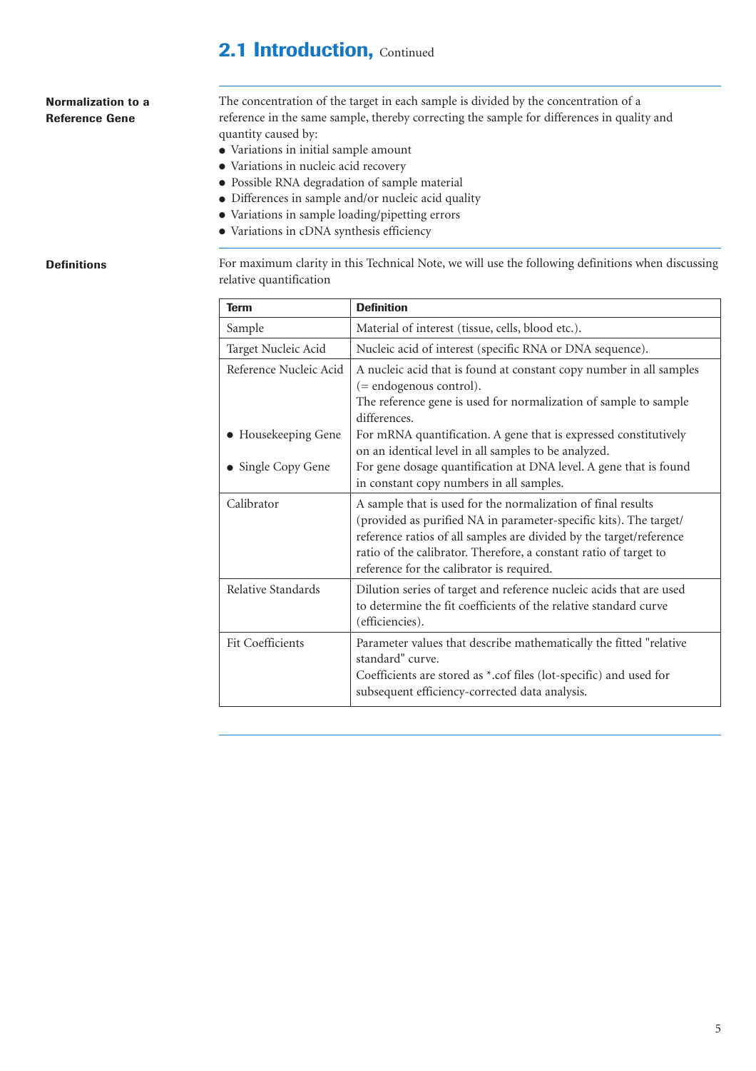## 2.1 Introduction, Continued

**Normalization to a Reference Gene**

The concentration of the target in each sample is divided by the concentration of a reference in the same sample, thereby correcting the sample for differences in quality and quantity caused by:

- Variations in initial sample amount
- Variations in nucleic acid recovery
- Possible RNA degradation of sample material
- Differences in sample and/or nucleic acid quality
- Variations in sample loading/pipetting errors
- Variations in cDNA synthesis efficiency

**Definitions**

For maximum clarity in this Technical Note, we will use the following definitions when discussing relative quantification

| Term | Definition |
|---|---|
| Sample | Material of interest (tissue, cells, blood etc.). |
| Target Nucleic Acid | Nucleic acid of interest (specific RNA or DNA sequence). |
| Reference Nucleic Acid | A nucleic acid that is found at constant copy number in all samples (= endogenous control). The reference gene is used for normalization of sample to sample differences. |
| • Housekeeping Gene | For mRNA quantification. A gene that is expressed constitutively on an identical level in all samples to be analyzed. |
| • Single Copy Gene | For gene dosage quantification at DNA level. A gene that is found in constant copy numbers in all samples. |
| Calibrator | A sample that is used for the normalization of final results (provided as purified NA in parameter-specific kits). The target/reference ratios of all samples are divided by the target/reference ratio of the calibrator. Therefore, a constant ratio of target to reference for the calibrator is required. |
| Relative Standards | Dilution series of target and reference nucleic acids that are used to determine the fit coefficients of the relative standard curve (efficiencies). |
| Fit Coefficients | Parameter values that describe mathematically the fitted "relative standard" curve. Coefficients are stored as *.cof files (lot-specific) and used for subsequent efficiency-corrected data analysis. |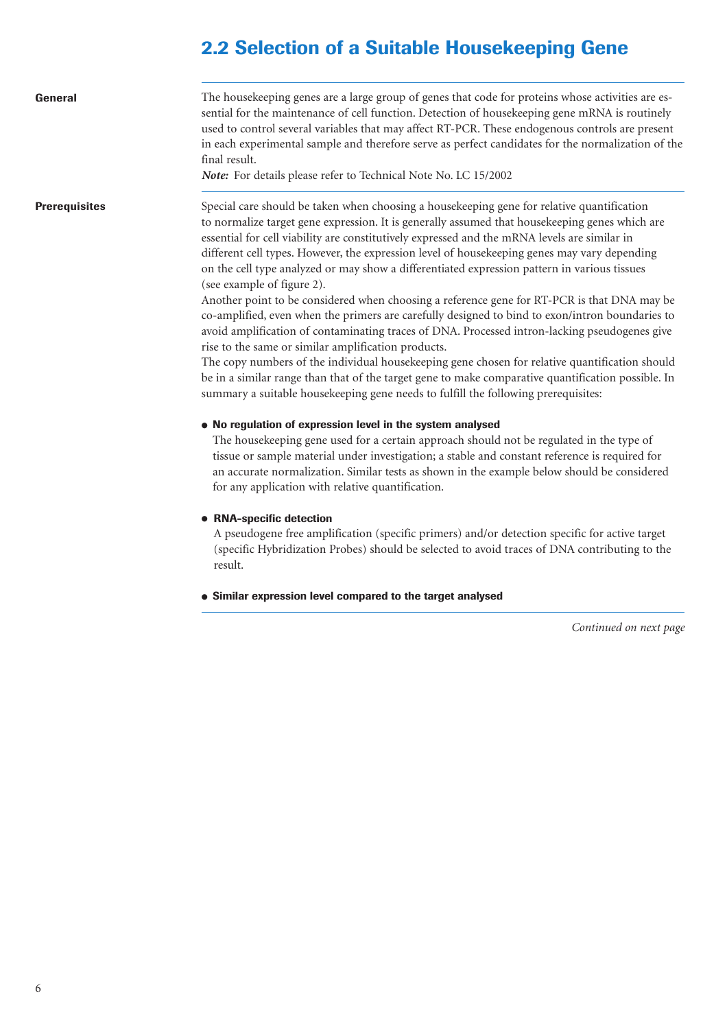## 2.2 Selection of a Suitable Housekeeping Gene

**General**

The housekeeping genes are a large group of genes that code for proteins whose activities are essential for the maintenance of cell function. Detection of housekeeping gene mRNA is routinely used to control several variables that may affect RT-PCR. These endogenous controls are present in each experimental sample and therefore serve as perfect candidates for the normalization of the final result.

***Note:*** For details please refer to Technical Note No. LC 15/2002

**Prerequisites**

Special care should be taken when choosing a housekeeping gene for relative quantification to normalize target gene expression. It is generally assumed that housekeeping genes which are essential for cell viability are constitutively expressed and the mRNA levels are similar in different cell types. However, the expression level of housekeeping genes may vary depending on the cell type analyzed or may show a differentiated expression pattern in various tissues (see example of figure 2).

Another point to be considered when choosing a reference gene for RT-PCR is that DNA may be co-amplified, even when the primers are carefully designed to bind to exon/intron boundaries to avoid amplification of contaminating traces of DNA. Processed intron-lacking pseudogenes give rise to the same or similar amplification products.

The copy numbers of the individual housekeeping gene chosen for relative quantification should be in a similar range than that of the target gene to make comparative quantification possible. In summary a suitable housekeeping gene needs to fulfill the following prerequisites:

- **No regulation of expression level in the system analysed**
  The housekeeping gene used for a certain approach should not be regulated in the type of tissue or sample material under investigation; a stable and constant reference is required for an accurate normalization. Similar tests as shown in the example below should be considered for any application with relative quantification.

- **RNA-specific detection**
  A pseudogene free amplification (specific primers) and/or detection specific for active target (specific Hybridization Probes) should be selected to avoid traces of DNA contributing to the result.

- **Similar expression level compared to the target analysed**

*Continued on next page*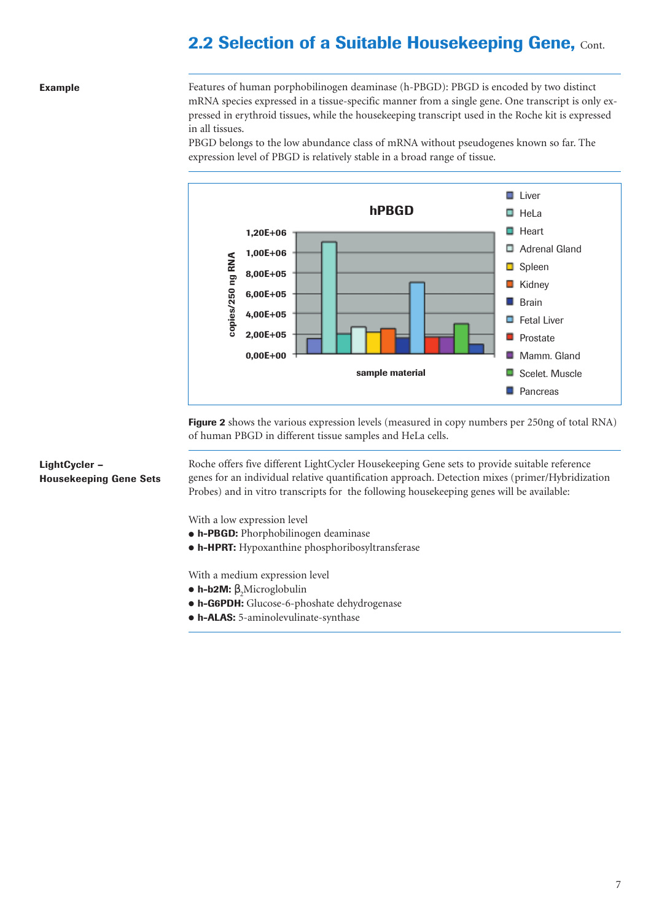## 2.2 Selection of a Suitable Housekeeping Gene, Cont.

**Example**

Features of human porphobilinogen deaminase (h-PBGD): PBGD is encoded by two distinct mRNA species expressed in a tissue-specific manner from a single gene. One transcript is only expressed in erythroid tissues, while the housekeeping transcript used in the Roche kit is expressed in all tissues.

PBGD belongs to the low abundance class of mRNA without pseudogenes known so far. The expression level of PBGD is relatively stable in a broad range of tissue.

**Figure 2** shows the various expression levels (measured in copy numbers per 250ng of total RNA) of human PBGD in different tissue samples and HeLa cells.

**LightCycler – Housekeeping Gene Sets**

Roche offers five different LightCycler Housekeeping Gene sets to provide suitable reference genes for an individual relative quantification approach. Detection mixes (primer/Hybridization Probes) and in vitro transcripts for the following housekeeping genes will be available:

With a low expression level
- **h-PBGD:** Phorphobilinogen deaminase
- **h-HPRT:** Hypoxanthine phosphoribosyltransferase

With a medium expression level
- **h-b2M:** $\beta_2$Microglobulin
- **h-G6PDH:** Glucose-6-phoshate dehydrogenase
- **h-ALAS:** 5-aminolevulinate-synthase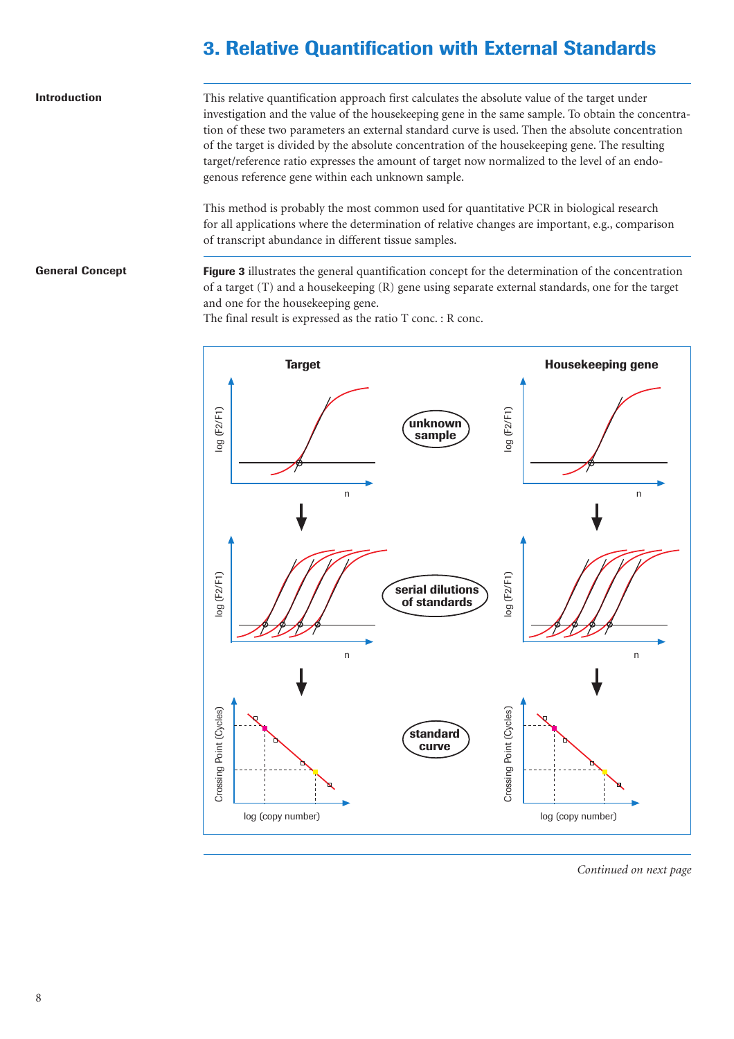# 3. Relative Quantification with External Standards

**Introduction**

This relative quantification approach first calculates the absolute value of the target under investigation and the value of the housekeeping gene in the same sample. To obtain the concentration of these two parameters an external standard curve is used. Then the absolute concentration of the target is divided by the absolute concentration of the housekeeping gene. The resulting target/reference ratio expresses the amount of target now normalized to the level of an endogenous reference gene within each unknown sample.

This method is probably the most common used for quantitative PCR in biological research for all applications where the determination of relative changes are important, e.g., comparison of transcript abundance in different tissue samples.

**General Concept**

**Figure 3** illustrates the general quantification concept for the determination of the concentration of a target (T) and a housekeeping (R) gene using separate external standards, one for the target and one for the housekeeping gene.
The final result is expressed as the ratio T conc. : R conc.

*Continued on next page*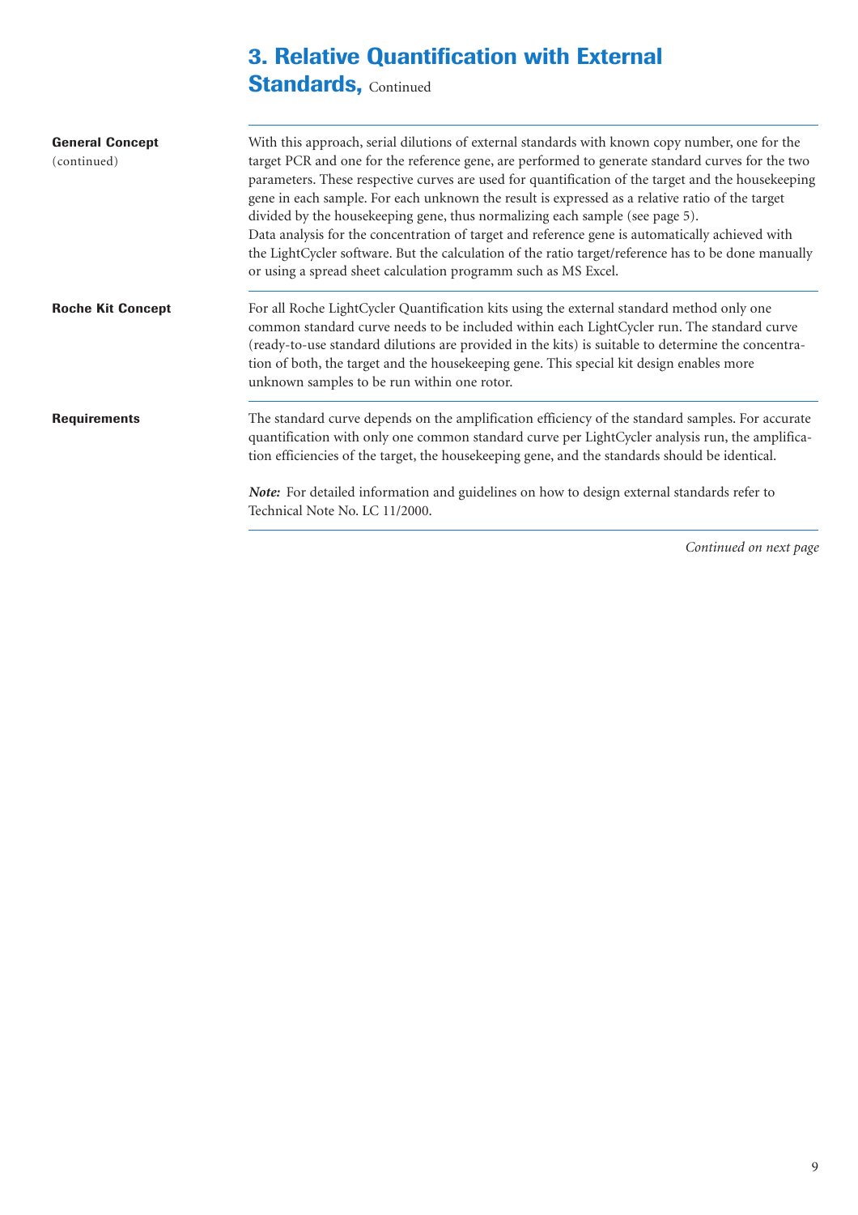## 3. Relative Quantification with External Standards, Continued

**General Concept** (continued)

With this approach, serial dilutions of external standards with known copy number, one for the target PCR and one for the reference gene, are performed to generate standard curves for the two parameters. These respective curves are used for quantification of the target and the housekeeping gene in each sample. For each unknown the result is expressed as a relative ratio of the target divided by the housekeeping gene, thus normalizing each sample (see page 5).
Data analysis for the concentration of target and reference gene is automatically achieved with the LightCycler software. But the calculation of the ratio target/reference has to be done manually or using a spread sheet calculation programm such as MS Excel.

**Roche Kit Concept**

For all Roche LightCycler Quantification kits using the external standard method only one common standard curve needs to be included within each LightCycler run. The standard curve (ready-to-use standard dilutions are provided in the kits) is suitable to determine the concentration of both, the target and the housekeeping gene. This special kit design enables more unknown samples to be run within one rotor.

**Requirements**

The standard curve depends on the amplification efficiency of the standard samples. For accurate quantification with only one common standard curve per LightCycler analysis run, the amplification efficiencies of the target, the housekeeping gene, and the standards should be identical.

***Note:*** For detailed information and guidelines on how to design external standards refer to Technical Note No. LC 11/2000.

*Continued on next page*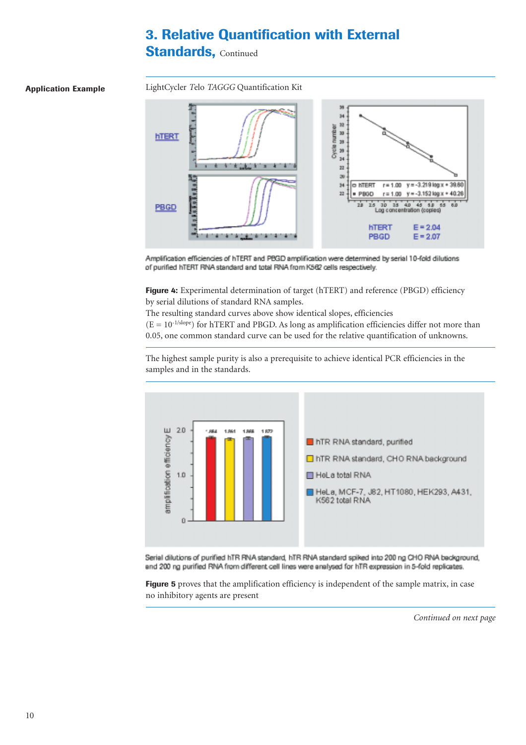# 3. Relative Quantification with External Standards, Continued

**Application Example**

LightCycler *Telo TAGGG* Quantification Kit

Amplification efficiencies of hTERT and PBGD amplification were determined by serial 10-fold dilutions of purified hTERT RNA standard and total RNA from K562 cells respectively.

**Figure 4:** Experimental determination of target (hTERT) and reference (PBGD) efficiency by serial dilutions of standard RNA samples.
The resulting standard curves above show identical slopes, efficiencies ($E = 10^{-1/slope}$) for hTERT and PBGD. As long as amplification efficiencies differ not more than 0.05, one common standard curve can be used for the relative quantification of unknowns.

The highest sample purity is also a prerequisite to achieve identical PCR efficiencies in the samples and in the standards.

Serial dilutions of purified hTR RNA standard, hTR RNA standard spiked into 200 ng CHO RNA background, and 200 ng purified RNA from different cell lines were analysed for hTR expression in 5-fold replicates.

**Figure 5** proves that the amplification efficiency is independent of the sample matrix, in case no inhibitory agents are present

*Continued on next page*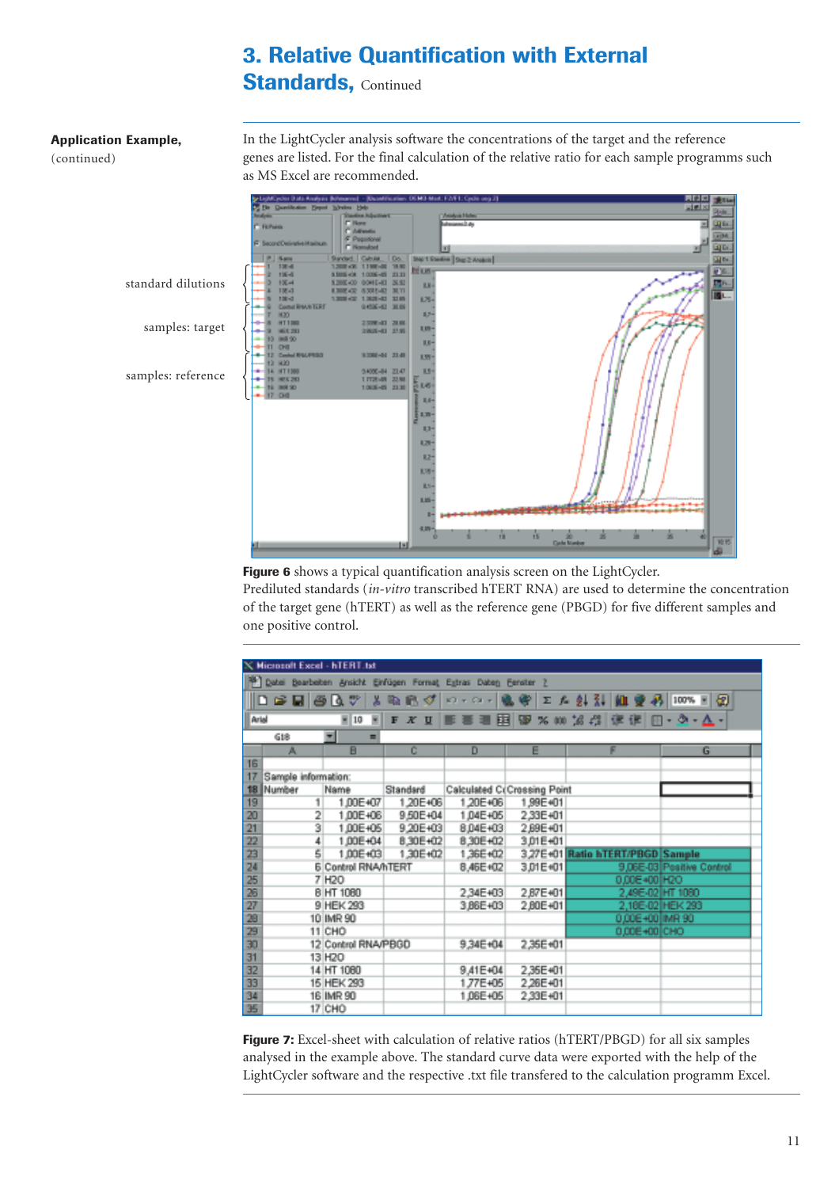# 3. Relative Quantification with External Standards, Continued

**Application Example,** (continued)

In the LightCycler analysis software the concentrations of the target and the reference genes are listed. For the final calculation of the relative ratio for each sample programms such as MS Excel are recommended.

standard dilutions

samples: target

samples: reference

**Figure 6** shows a typical quantification analysis screen on the LightCycler. Prediluted standards (*in-vitro* transcribed hTERT RNA) are used to determine the concentration of the target gene (hTERT) as well as the reference gene (PBGD) for five different samples and one positive control.

| Number | Name | Standard | Calculated Co | Crossing Point | Ratio hTERT/PBGD | Sample |
|---|---|---|---|---|---|---|
| 1 | 1,00E+07 | 1,20E+06 | 1,20E+06 | 1,99E+01 | | |
| 2 | 1,00E+06 | 9,50E+04 | 1,04E+05 | 2,33E+01 | | |
| 3 | 1,00E+05 | 9,20E+03 | 8,04E+03 | 2,69E+01 | | |
| 4 | 1,00E+04 | 8,30E+02 | 8,30E+02 | 3,01E+01 | | |
| 5 | 1,00E+03 | 1,30E+02 | 1,36E+02 | 3,27E+01 | | |
| 6 | Control RNA/hTERT | | 8,46E+02 | 3,01E+01 | 9,06E-03 | Positive Control |
| 7 | H2O | | | | 0,00E+00 | H2O |
| 8 | HT 1080 | | 2,34E+03 | 2,87E+01 | 2,49E-02 | HT 1080 |
| 9 | HEK 293 | | 3,86E+03 | 2,80E+01 | 2,18E-02 | HEK 293 |
| 10 | IMR 90 | | | | 0,00E+00 | IMR 90 |
| 11 | CHO | | | | 0,00E+00 | CHO |
| 12 | Control RNA/PBGD | | 9,34E+04 | 2,35E+01 | | |
| 13 | H2O | | | | | |
| 14 | HT 1080 | | 9,41E+04 | 2,35E+01 | | |
| 15 | HEK 293 | | 1,77E+05 | 2,26E+01 | | |
| 16 | IMR 90 | | 1,06E+05 | 2,33E+01 | | |
| 17 | CHO | | | | | |

**Figure 7:** Excel-sheet with calculation of relative ratios (hTERT/PBGD) for all six samples analysed in the example above. The standard curve data were exported with the help of the LightCycler software and the respective .txt file transfered to the calculation programm Excel.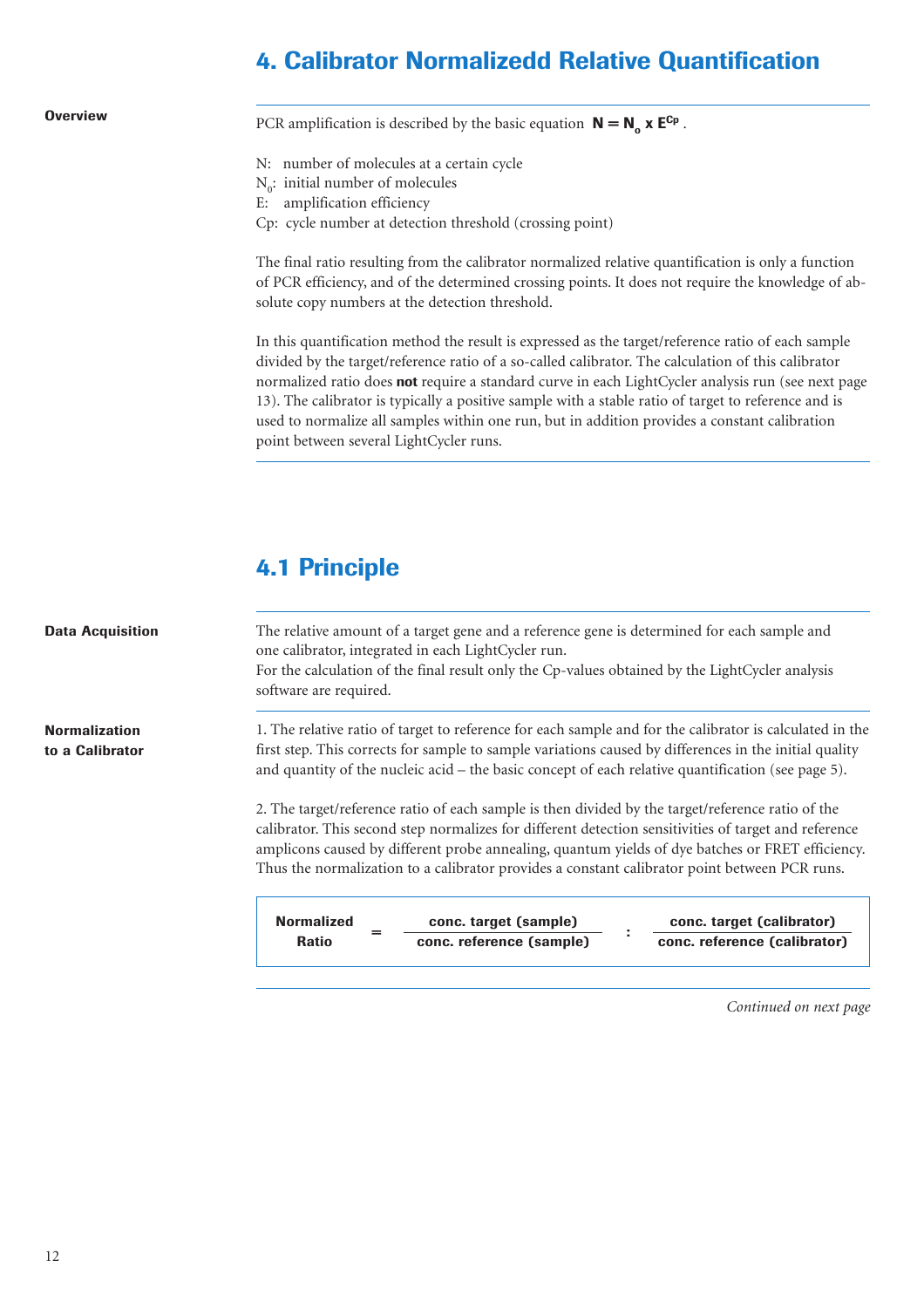# 4. Calibrator Normalizedd Relative Quantification

**Overview**

PCR amplification is described by the basic equation $\mathbf{N = N_o \times E^{Cp}}$.

N: number of molecules at a certain cycle
$N_0$: initial number of molecules
E: amplification efficiency
Cp: cycle number at detection threshold (crossing point)

The final ratio resulting from the calibrator normalized relative quantification is only a function of PCR efficiency, and of the determined crossing points. It does not require the knowledge of absolute copy numbers at the detection threshold.

In this quantification method the result is expressed as the target/reference ratio of each sample divided by the target/reference ratio of a so-called calibrator. The calculation of this calibrator normalized ratio does **not** require a standard curve in each LightCycler analysis run (see next page 13). The calibrator is typically a positive sample with a stable ratio of target to reference and is used to normalize all samples within one run, but in addition provides a constant calibration point between several LightCycler runs.

## 4.1 Principle

**Data Acquisition**

The relative amount of a target gene and a reference gene is determined for each sample and one calibrator, integrated in each LightCycler run.
For the calculation of the final result only the Cp-values obtained by the LightCycler analysis software are required.

**Normalization to a Calibrator**

1. The relative ratio of target to reference for each sample and for the calibrator is calculated in the first step. This corrects for sample to sample variations caused by differences in the initial quality and quantity of the nucleic acid – the basic concept of each relative quantification (see page 5).

2. The target/reference ratio of each sample is then divided by the target/reference ratio of the calibrator. This second step normalizes for different detection sensitivities of target and reference amplicons caused by different probe annealing, quantum yields of dye batches or FRET efficiency. Thus the normalization to a calibrator provides a constant calibrator point between PCR runs.

$$\textbf{Normalized Ratio} = \frac{\text{conc. target (sample)}}{\text{conc. reference (sample)}} : \frac{\text{conc. target (calibrator)}}{\text{conc. reference (calibrator)}}$$

*Continued on next page*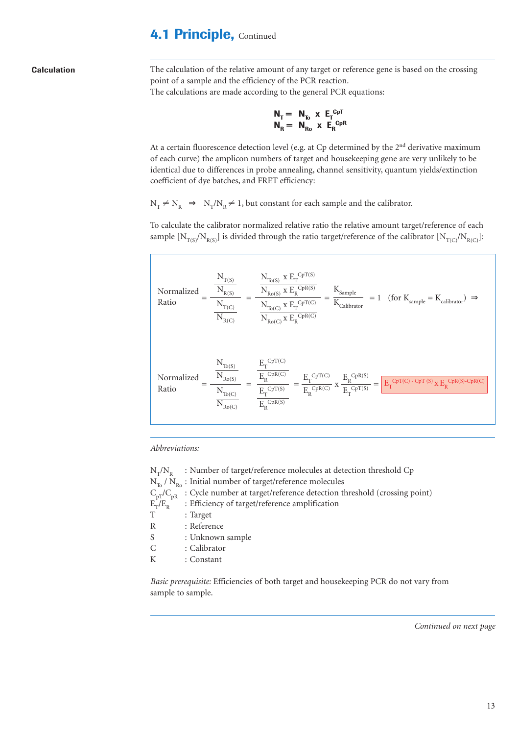## 4.1 Principle, Continued

**Calculation**

The calculation of the relative amount of any target or reference gene is based on the crossing point of a sample and the efficiency of the PCR reaction.
The calculations are made according to the general PCR equations:

$$N_T = N_{To} \times E_T^{CpT}$$
$$N_R = N_{Ro} \times E_R^{CpR}$$

At a certain fluorescence detection level (e.g. at Cp determined by the 2nd derivative maximum of each curve) the amplicon numbers of target and housekeeping gene are very unlikely to be identical due to differences in probe annealing, channel sensitivity, quantum yields/extinction coefficient of dye batches, and FRET efficiency:

$N_T \neq N_R \Rightarrow N_T/N_R \neq 1$, but constant for each sample and the calibrator.

To calculate the calibrator normalized relative ratio the relative amount target/reference of each sample $[N_{T(S)}/N_{R(S)}]$ is divided through the ratio target/reference of the calibrator $[N_{T(C)}/N_{R(C)}]$:

$$\text{Normalized Ratio} = \frac{\dfrac{N_{T(S)}}{N_{R(S)}}}{\dfrac{N_{T(C)}}{N_{R(C)}}} = \frac{\dfrac{N_{To(S)} \times E_T^{CpT(S)}}{N_{Ro(S)} \times E_R^{CpR(S)}}}{\dfrac{N_{To(C)} \times E_T^{CpT(C)}}{N_{Ro(C)} \times E_R^{CpR(C)}}} = \frac{K_{Sample}}{K_{Calibrator}} = 1 \quad (\text{for } K_{sample} = K_{calibrator}) \Rightarrow$$

$$\text{Normalized Ratio} = \frac{\dfrac{N_{To(S)}}{N_{Ro(S)}}}{\dfrac{N_{To(C)}}{N_{Ro(C)}}} = \frac{\dfrac{E_T^{CpT(C)}}{E_R^{CpR(C)}}}{\dfrac{E_T^{CpT(S)}}{E_R^{CpR(S)}}} = \frac{E_T^{CpT(C)}}{E_R^{CpR(C)}} \times \frac{E_R^{CpR(S)}}{E_T^{CpT(S)}} = E_T^{CpT(C) - CpT(S)} \times E_R^{CpR(S) - CpR(C)}$$

*Abbreviations:*

- $N_T/N_R$ : Number of target/reference molecules at detection threshold Cp
- $N_{To}$ / $N_{Ro}$ : Initial number of target/reference molecules
- $C_{pT}/C_{pR}$ : Cycle number at target/reference detection threshold (crossing point)
- $E_T/E_R$ : Efficiency of target/reference amplification
- T : Target
- R : Reference
- S : Unknown sample
- C : Calibrator
- K : Constant

*Basic prerequisite:* Efficiencies of both target and housekeeping PCR do not vary from sample to sample.

*Continued on next page*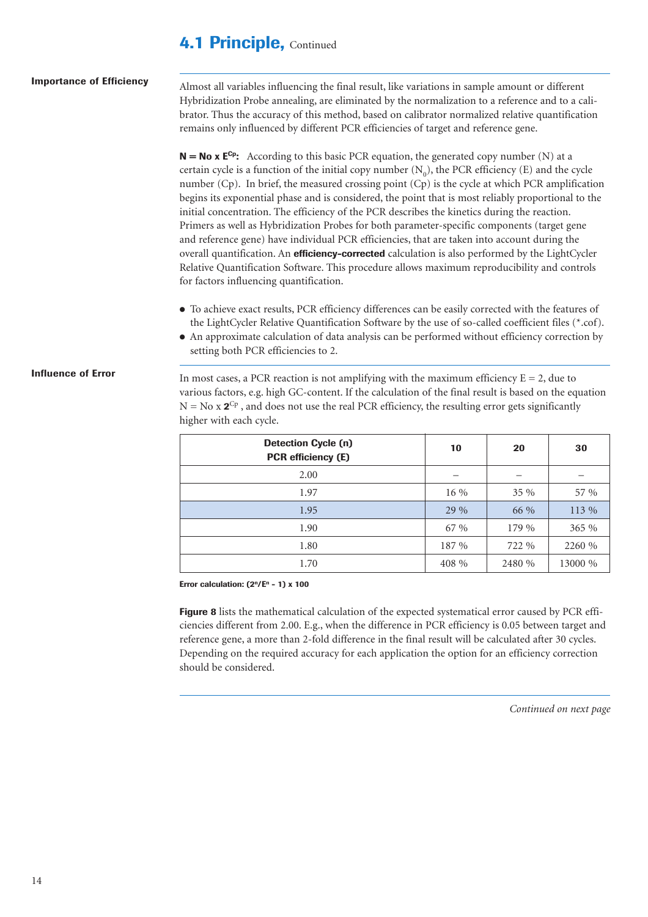## 4.1 Principle, Continued

**Importance of Efficiency**

Almost all variables influencing the final result, like variations in sample amount or different Hybridization Probe annealing, are eliminated by the normalization to a reference and to a calibrator. Thus the accuracy of this method, based on calibrator normalized relative quantification remains only influenced by different PCR efficiencies of target and reference gene.

**$N = No \times E^{Cp}$:** According to this basic PCR equation, the generated copy number (N) at a certain cycle is a function of the initial copy number ($N_0$), the PCR efficiency (E) and the cycle number (Cp). In brief, the measured crossing point (Cp) is the cycle at which PCR amplification begins its exponential phase and is considered, the point that is most reliably proportional to the initial concentration. The efficiency of the PCR describes the kinetics during the reaction. Primers as well as Hybridization Probes for both parameter-specific components (target gene and reference gene) have individual PCR efficiencies, that are taken into account during the overall quantification. An **efficiency-corrected** calculation is also performed by the LightCycler Relative Quantification Software. This procedure allows maximum reproducibility and controls for factors influencing quantification.

- To achieve exact results, PCR efficiency differences can be easily corrected with the features of the LightCycler Relative Quantification Software by the use of so-called coefficient files (*.cof).
- An approximate calculation of data analysis can be performed without efficiency correction by setting both PCR efficiencies to 2.

**Influence of Error**

In most cases, a PCR reaction is not amplifying with the maximum efficiency E = 2, due to various factors, e.g. high GC-content. If the calculation of the final result is based on the equation $N = No \times \mathbf{2}^{Cp}$, and does not use the real PCR efficiency, the resulting error gets significantly higher with each cycle.

| Detection Cycle (n) PCR efficiency (E) | 10 | 20 | 30 |
|---|---|---|---|
| 2.00 | – | – | – |
| 1.97 | 16 % | 35 % | 57 % |
| 1.95 | 29 % | 66 % | 113 % |
| 1.90 | 67 % | 179 % | 365 % |
| 1.80 | 187 % | 722 % | 2260 % |
| 1.70 | 408 % | 2480 % | 13000 % |

**Error calculation: $(2^n/E^n - 1) \times 100$**

**Figure 8** lists the mathematical calculation of the expected systematical error caused by PCR efficiencies different from 2.00. E.g., when the difference in PCR efficiency is 0.05 between target and reference gene, a more than 2-fold difference in the final result will be calculated after 30 cycles. Depending on the required accuracy for each application the option for an efficiency correction should be considered.

*Continued on next page*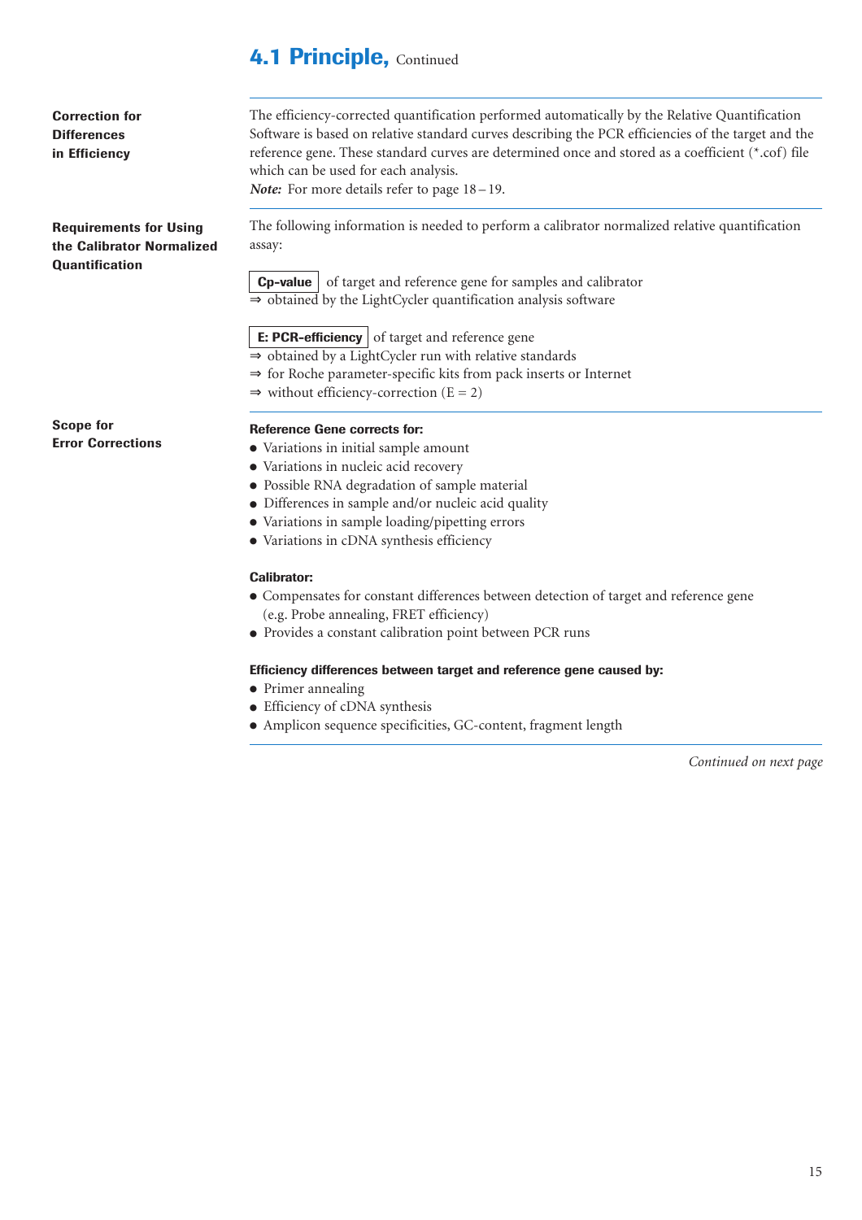## 4.1 Principle, Continued

**Correction for Differences in Efficiency**

The efficiency-corrected quantification performed automatically by the Relative Quantification Software is based on relative standard curves describing the PCR efficiencies of the target and the reference gene. These standard curves are determined once and stored as a coefficient (*.cof) file which can be used for each analysis.
***Note:*** For more details refer to page 18 – 19.

**Requirements for Using the Calibrator Normalized Quantification**

The following information is needed to perform a calibrator normalized relative quantification assay:

**Cp-value** of target and reference gene for samples and calibrator
⇒ obtained by the LightCycler quantification analysis software

**E: PCR-efficiency** of target and reference gene
⇒ obtained by a LightCycler run with relative standards
⇒ for Roche parameter-specific kits from pack inserts or Internet
⇒ without efficiency-correction (E = 2)

**Scope for Error Corrections**

**Reference Gene corrects for:**

- Variations in initial sample amount
- Variations in nucleic acid recovery
- Possible RNA degradation of sample material
- Differences in sample and/or nucleic acid quality
- Variations in sample loading/pipetting errors
- Variations in cDNA synthesis efficiency

**Calibrator:**

- Compensates for constant differences between detection of target and reference gene (e.g. Probe annealing, FRET efficiency)
- Provides a constant calibration point between PCR runs

**Efficiency differences between target and reference gene caused by:**

- Primer annealing
- Efficiency of cDNA synthesis
- Amplicon sequence specificities, GC-content, fragment length

*Continued on next page*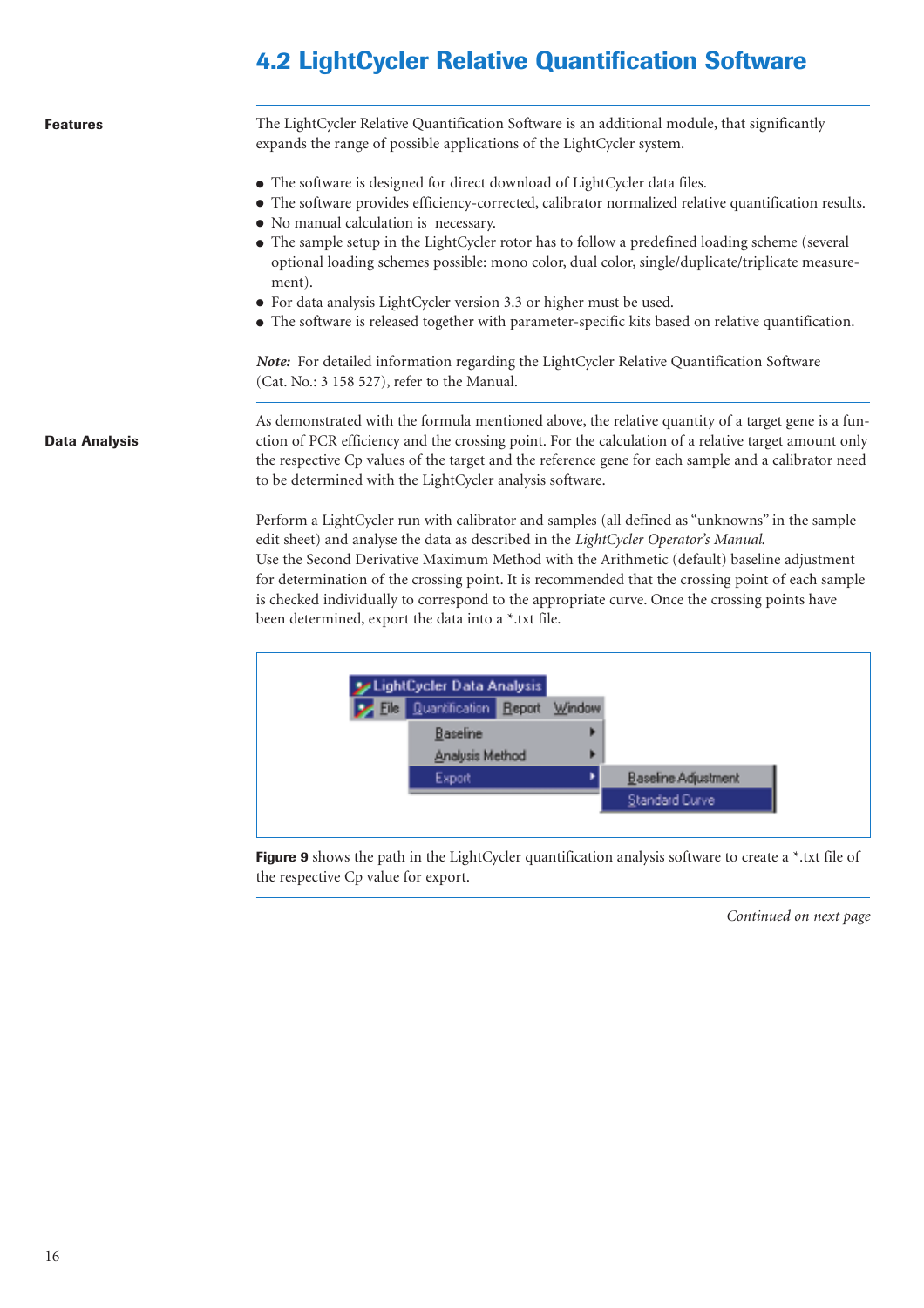## 4.2 LightCycler Relative Quantification Software

**Features**

The LightCycler Relative Quantification Software is an additional module, that significantly expands the range of possible applications of the LightCycler system.

- The software is designed for direct download of LightCycler data files.
- The software provides efficiency-corrected, calibrator normalized relative quantification results.
- No manual calculation is necessary.
- The sample setup in the LightCycler rotor has to follow a predefined loading scheme (several optional loading schemes possible: mono color, dual color, single/duplicate/triplicate measurement).
- For data analysis LightCycler version 3.3 or higher must be used.
- The software is released together with parameter-specific kits based on relative quantification.

***Note:*** For detailed information regarding the LightCycler Relative Quantification Software (Cat. No.: 3 158 527), refer to the Manual.

**Data Analysis**

As demonstrated with the formula mentioned above, the relative quantity of a target gene is a function of PCR efficiency and the crossing point. For the calculation of a relative target amount only the respective Cp values of the target and the reference gene for each sample and a calibrator need to be determined with the LightCycler analysis software.

Perform a LightCycler run with calibrator and samples (all defined as "unknowns" in the sample edit sheet) and analyse the data as described in the *LightCycler Operator's Manual*.
Use the Second Derivative Maximum Method with the Arithmetic (default) baseline adjustment for determination of the crossing point. It is recommended that the crossing point of each sample is checked individually to correspond to the appropriate curve. Once the crossing points have been determined, export the data into a *.txt file.

LightCycler Data Analysis
File | Quantification | Report | Window
Baseline
Analysis Method
Export → Baseline Adjustment / Standard Curve

**Figure 9** shows the path in the LightCycler quantification analysis software to create a *.txt file of the respective Cp value for export.

*Continued on next page*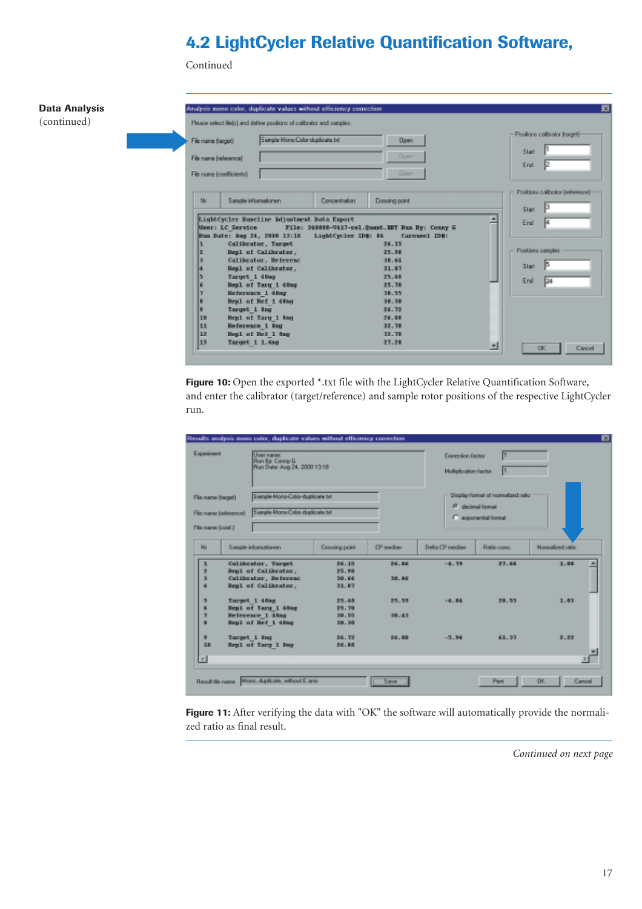## 4.2 LightCycler Relative Quantification Software,

Continued

**Data Analysis** (continued)

**Figure 10:** Open the exported *.txt file with the LightCycler Relative Quantification Software, and enter the calibrator (target/reference) and sample rotor positions of the respective LightCycler run.

**Figure 11:** After verifying the data with "OK" the software will automatically provide the normalized ratio as final result.

*Continued on next page*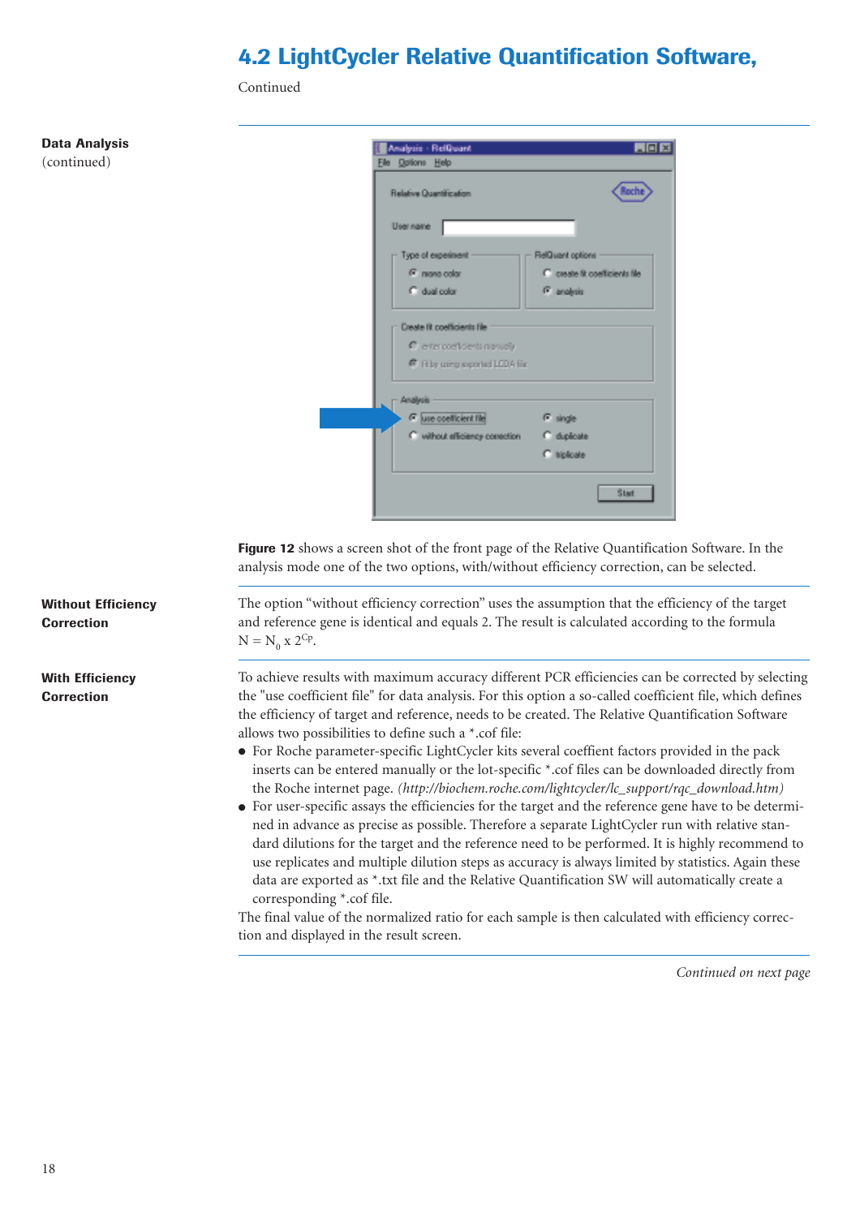# 4.2 LightCycler Relative Quantification Software,

Continued

**Data Analysis**
(continued)

**Figure 12** shows a screen shot of the front page of the Relative Quantification Software. In the analysis mode one of the two options, with/without efficiency correction, can be selected.

**Without Efficiency Correction**

The option “without efficiency correction” uses the assumption that the efficiency of the target and reference gene is identical and equals 2. The result is calculated according to the formula $N = N_0 \times 2^{Cp}$.

**With Efficiency Correction**

To achieve results with maximum accuracy different PCR efficiencies can be corrected by selecting the "use coefficient file" for data analysis. For this option a so-called coefficient file, which defines the efficiency of target and reference, needs to be created. The Relative Quantification Software allows two possibilities to define such a *.cof file:

- For Roche parameter-specific LightCycler kits several coeffient factors provided in the pack inserts can be entered manually or the lot-specific *.cof files can be downloaded directly from the Roche internet page. *(http://biochem.roche.com/lightcycler/lc_support/rqc_download.htm)*
- For user-specific assays the efficiencies for the target and the reference gene have to be determined in advance as precise as possible. Therefore a separate LightCycler run with relative standard dilutions for the target and the reference need to be performed. It is highly recommend to use replicates and multiple dilution steps as accuracy is always limited by statistics. Again these data are exported as *.txt file and the Relative Quantification SW will automatically create a corresponding *.cof file.

The final value of the normalized ratio for each sample is then calculated with efficiency correction and displayed in the result screen.

*Continued on next page*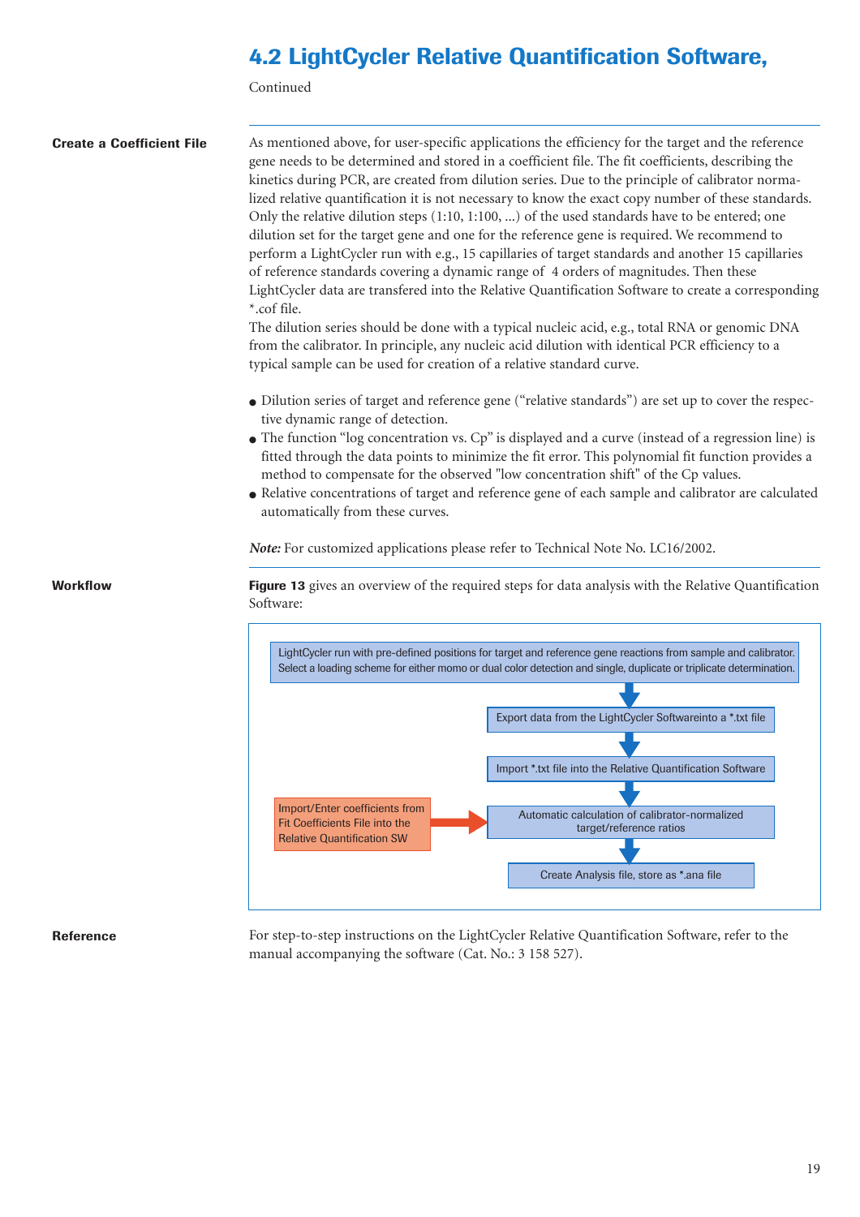## 4.2 LightCycler Relative Quantification Software,

Continued

**Create a Coefficient File**

As mentioned above, for user-specific applications the efficiency for the target and the reference gene needs to be determined and stored in a coefficient file. The fit coefficients, describing the kinetics during PCR, are created from dilution series. Due to the principle of calibrator normalized relative quantification it is not necessary to know the exact copy number of these standards. Only the relative dilution steps (1:10, 1:100, ...) of the used standards have to be entered; one dilution set for the target gene and one for the reference gene is required. We recommend to perform a LightCycler run with e.g., 15 capillaries of target standards and another 15 capillaries of reference standards covering a dynamic range of 4 orders of magnitudes. Then these LightCycler data are transfered into the Relative Quantification Software to create a corresponding *.cof file.

The dilution series should be done with a typical nucleic acid, e.g., total RNA or genomic DNA from the calibrator. In principle, any nucleic acid dilution with identical PCR efficiency to a typical sample can be used for creation of a relative standard curve.

- Dilution series of target and reference gene ("relative standards") are set up to cover the respective dynamic range of detection.
- The function "log concentration vs. Cp" is displayed and a curve (instead of a regression line) is fitted through the data points to minimize the fit error. This polynomial fit function provides a method to compensate for the observed "low concentration shift" of the Cp values.
- Relative concentrations of target and reference gene of each sample and calibrator are calculated automatically from these curves.

***Note:*** For customized applications please refer to Technical Note No. LC16/2002.

**Workflow**

**Figure 13** gives an overview of the required steps for data analysis with the Relative Quantification Software:

LightCycler run with pre-defined positions for target and reference gene reactions from sample and calibrator. Select a loading scheme for either momo or dual color detection and single, duplicate or triplicate determination.

↓

Export data from the LightCycler Softwareinto a *.txt file

↓

Import *.txt file into the Relative Quantification Software

↓

Automatic calculation of calibrator-normalized target/reference ratios ← Import/Enter coefficients from Fit Coefficients File into the Relative Quantification SW

↓

Create Analysis file, store as *.ana file

**Reference**

For step-to-step instructions on the LightCycler Relative Quantification Software, refer to the manual accompanying the software (Cat. No.: 3 158 527).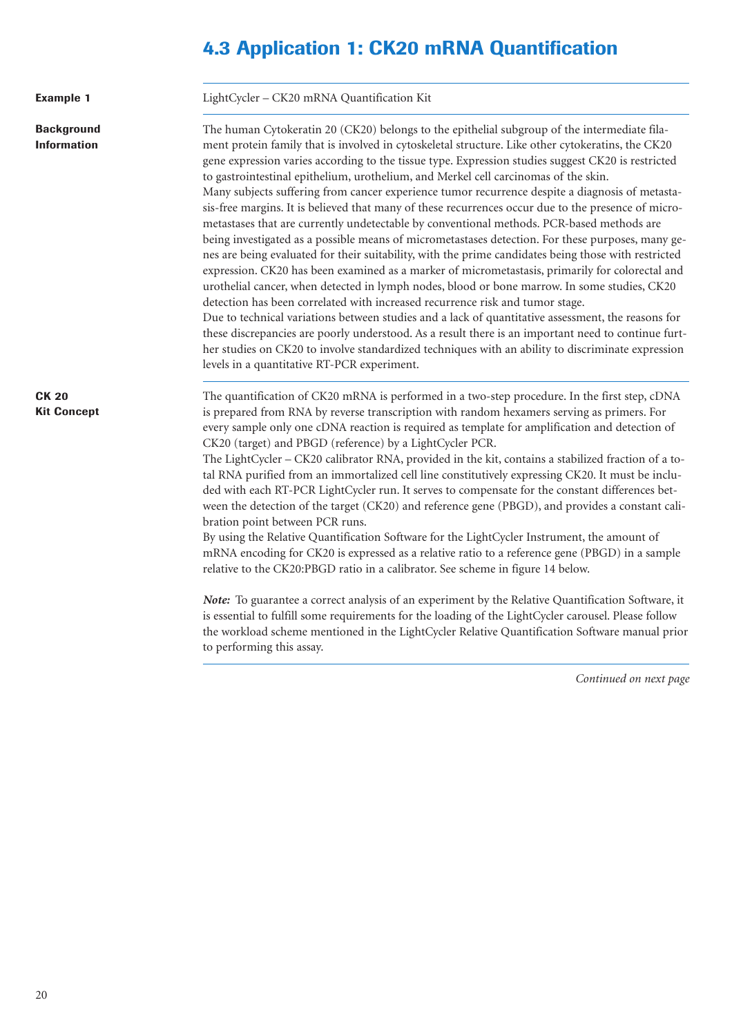# 4.3 Application 1: CK20 mRNA Quantification

**Example 1**

LightCycler – CK20 mRNA Quantification Kit

**Background Information**

The human Cytokeratin 20 (CK20) belongs to the epithelial subgroup of the intermediate filament protein family that is involved in cytoskeletal structure. Like other cytokeratins, the CK20 gene expression varies according to the tissue type. Expression studies suggest CK20 is restricted to gastrointestinal epithelium, urothelium, and Merkel cell carcinomas of the skin.
Many subjects suffering from cancer experience tumor recurrence despite a diagnosis of metastasis-free margins. It is believed that many of these recurrences occur due to the presence of micrometastases that are currently undetectable by conventional methods. PCR-based methods are being investigated as a possible means of micrometastases detection. For these purposes, many genes are being evaluated for their suitability, with the prime candidates being those with restricted expression. CK20 has been examined as a marker of micrometastasis, primarily for colorectal and urothelial cancer, when detected in lymph nodes, blood or bone marrow. In some studies, CK20 detection has been correlated with increased recurrence risk and tumor stage.
Due to technical variations between studies and a lack of quantitative assessment, the reasons for these discrepancies are poorly understood. As a result there is an important need to continue further studies on CK20 to involve standardized techniques with an ability to discriminate expression levels in a quantitative RT-PCR experiment.

**CK 20 Kit Concept**

The quantification of CK20 mRNA is performed in a two-step procedure. In the first step, cDNA is prepared from RNA by reverse transcription with random hexamers serving as primers. For every sample only one cDNA reaction is required as template for amplification and detection of CK20 (target) and PBGD (reference) by a LightCycler PCR.
The LightCycler – CK20 calibrator RNA, provided in the kit, contains a stabilized fraction of a total RNA purified from an immortalized cell line constitutively expressing CK20. It must be included with each RT-PCR LightCycler run. It serves to compensate for the constant differences between the detection of the target (CK20) and reference gene (PBGD), and provides a constant calibration point between PCR runs.
By using the Relative Quantification Software for the LightCycler Instrument, the amount of mRNA encoding for CK20 is expressed as a relative ratio to a reference gene (PBGD) in a sample relative to the CK20:PBGD ratio in a calibrator. See scheme in figure 14 below.

***Note:*** To guarantee a correct analysis of an experiment by the Relative Quantification Software, it is essential to fulfill some requirements for the loading of the LightCycler carousel. Please follow the workload scheme mentioned in the LightCycler Relative Quantification Software manual prior to performing this assay.

*Continued on next page*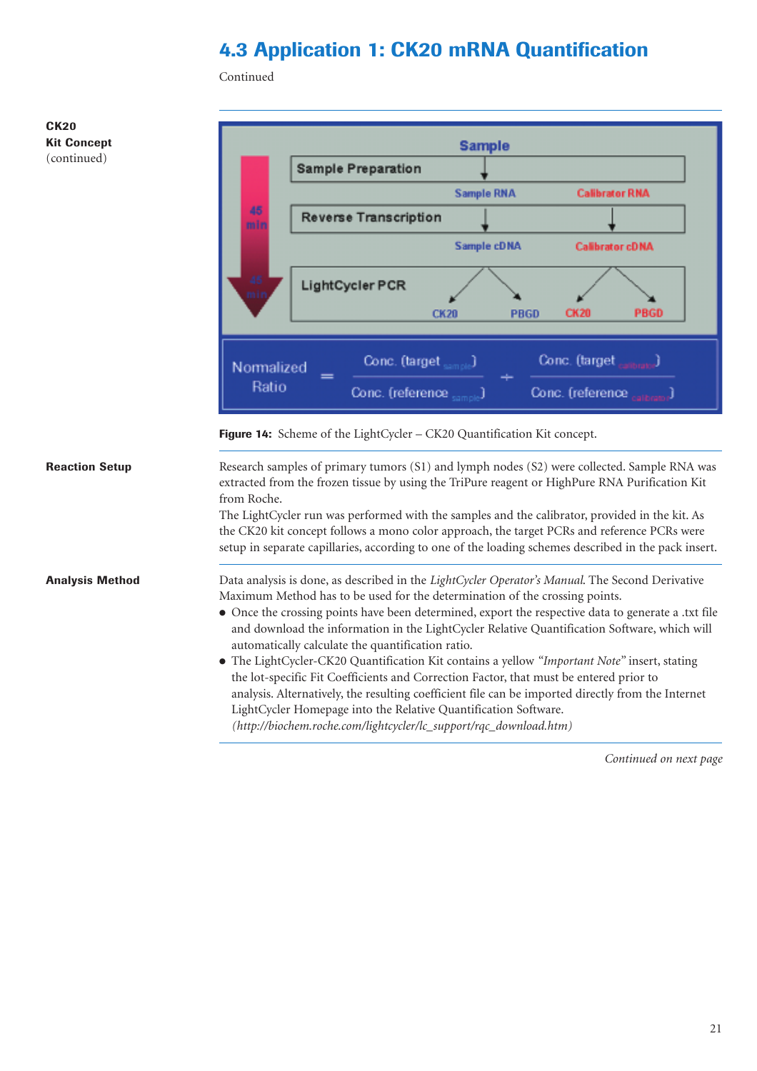## 4.3 Application 1: CK20 mRNA Quantification

Continued

**CK20 Kit Concept** (continued)

Figure 14: Scheme of the LightCycler – CK20 Quantification Kit concept.

**Reaction Setup**

Research samples of primary tumors (S1) and lymph nodes (S2) were collected. Sample RNA was extracted from the frozen tissue by using the TriPure reagent or HighPure RNA Purification Kit from Roche.
The LightCycler run was performed with the samples and the calibrator, provided in the kit. As the CK20 kit concept follows a mono color approach, the target PCRs and reference PCRs were setup in separate capillaries, according to one of the loading schemes described in the pack insert.

**Analysis Method**

Data analysis is done, as described in the *LightCycler Operator's Manual*. The Second Derivative Maximum Method has to be used for the determination of the crossing points.

- Once the crossing points have been determined, export the respective data to generate a .txt file and download the information in the LightCycler Relative Quantification Software, which will automatically calculate the quantification ratio.
- The LightCycler-CK20 Quantification Kit contains a yellow *"Important Note"* insert, stating the lot-specific Fit Coefficients and Correction Factor, that must be entered prior to analysis. Alternatively, the resulting coefficient file can be imported directly from the Internet LightCycler Homepage into the Relative Quantification Software. *(http://biochem.roche.com/lightcycler/lc_support/rqc_download.htm)*

*Continued on next page*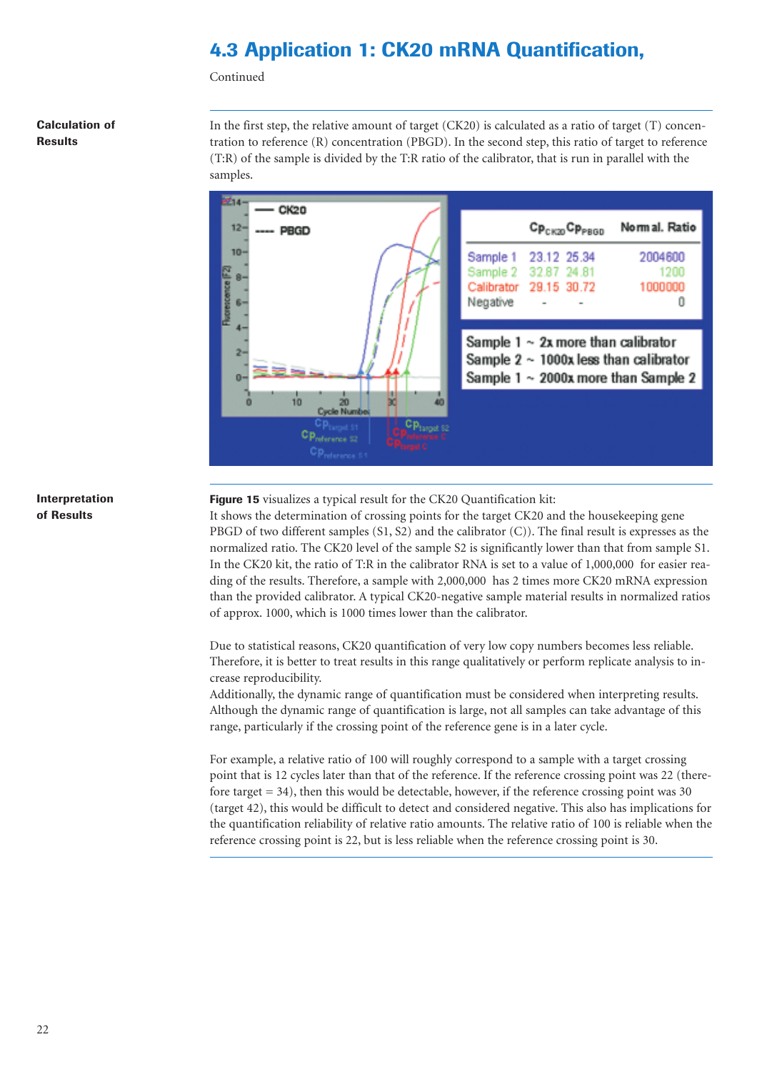# 4.3 Application 1: CK20 mRNA Quantification,

Continued

**Calculation of Results**

In the first step, the relative amount of target (CK20) is calculated as a ratio of target (T) concentration to reference (R) concentration (PBGD). In the second step, this ratio of target to reference (T:R) of the sample is divided by the T:R ratio of the calibrator, that is run in parallel with the samples.

| | $Cp_{CK20}$ | $Cp_{PBGD}$ | Normal. Ratio |
|---|---|---|---|
| Sample 1 | 23.12 | 25.34 | 2004600 |
| Sample 2 | 32.87 | 24.81 | 1200 |
| Calibrator | 29.15 | 30.72 | 1000000 |
| Negative | - | - | 0 |

Sample 1 ~ 2x more than calibrator
Sample 2 ~ 1000x less than calibrator
Sample 1 ~ 2000x more than Sample 2

**Interpretation of Results**

**Figure 15** visualizes a typical result for the CK20 Quantification kit:
It shows the determination of crossing points for the target CK20 and the housekeeping gene PBGD of two different samples (S1, S2) and the calibrator (C)). The final result is expresses as the normalized ratio. The CK20 level of the sample S2 is significantly lower than that from sample S1. In the CK20 kit, the ratio of T:R in the calibrator RNA is set to a value of 1,000,000 for easier reading of the results. Therefore, a sample with 2,000,000 has 2 times more CK20 mRNA expression than the provided calibrator. A typical CK20-negative sample material results in normalized ratios of approx. 1000, which is 1000 times lower than the calibrator.

Due to statistical reasons, CK20 quantification of very low copy numbers becomes less reliable. Therefore, it is better to treat results in this range qualitatively or perform replicate analysis to increase reproducibility.
Additionally, the dynamic range of quantification must be considered when interpreting results. Although the dynamic range of quantification is large, not all samples can take advantage of this range, particularly if the crossing point of the reference gene is in a later cycle.

For example, a relative ratio of 100 will roughly correspond to a sample with a target crossing point that is 12 cycles later than that of the reference. If the reference crossing point was 22 (therefore target = 34), then this would be detectable, however, if the reference crossing point was 30 (target 42), this would be difficult to detect and considered negative. This also has implications for the quantification reliability of relative ratio amounts. The relative ratio of 100 is reliable when the reference crossing point is 22, but is less reliable when the reference crossing point is 30.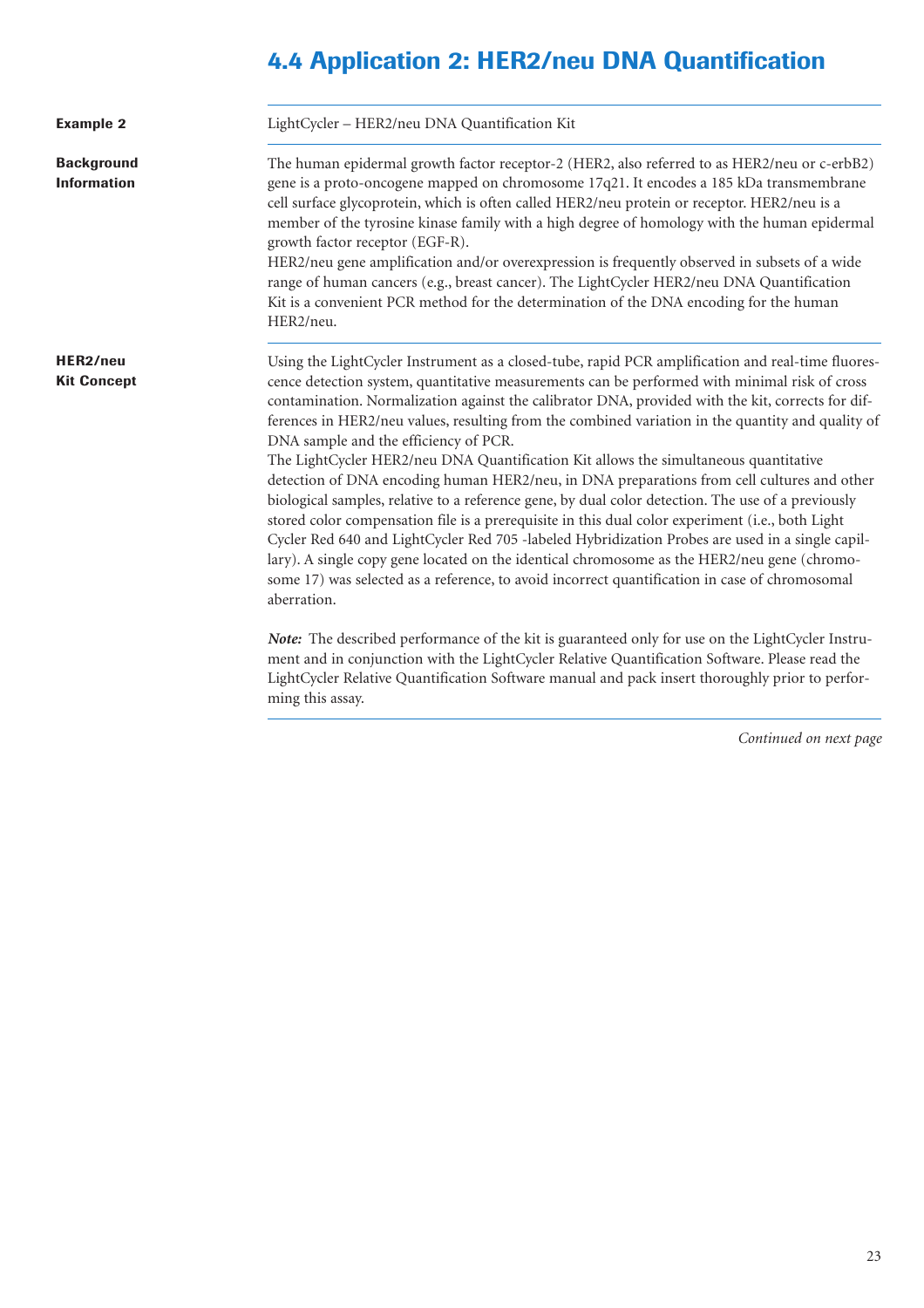# 4.4 Application 2: HER2/neu DNA Quantification

**Example 2**

LightCycler – HER2/neu DNA Quantification Kit

**Background Information**

The human epidermal growth factor receptor-2 (HER2, also referred to as HER2/neu or c-erbB2) gene is a proto-oncogene mapped on chromosome 17q21. It encodes a 185 kDa transmembrane cell surface glycoprotein, which is often called HER2/neu protein or receptor. HER2/neu is a member of the tyrosine kinase family with a high degree of homology with the human epidermal growth factor receptor (EGF-R).
HER2/neu gene amplification and/or overexpression is frequently observed in subsets of a wide range of human cancers (e.g., breast cancer). The LightCycler HER2/neu DNA Quantification Kit is a convenient PCR method for the determination of the DNA encoding for the human HER2/neu.

**HER2/neu Kit Concept**

Using the LightCycler Instrument as a closed-tube, rapid PCR amplification and real-time fluorescence detection system, quantitative measurements can be performed with minimal risk of cross contamination. Normalization against the calibrator DNA, provided with the kit, corrects for differences in HER2/neu values, resulting from the combined variation in the quantity and quality of DNA sample and the efficiency of PCR.
The LightCycler HER2/neu DNA Quantification Kit allows the simultaneous quantitative detection of DNA encoding human HER2/neu, in DNA preparations from cell cultures and other biological samples, relative to a reference gene, by dual color detection. The use of a previously stored color compensation file is a prerequisite in this dual color experiment (i.e., both Light Cycler Red 640 and LightCycler Red 705 -labeled Hybridization Probes are used in a single capillary). A single copy gene located on the identical chromosome as the HER2/neu gene (chromosome 17) was selected as a reference, to avoid incorrect quantification in case of chromosomal aberration.

***Note:*** The described performance of the kit is guaranteed only for use on the LightCycler Instrument and in conjunction with the LightCycler Relative Quantification Software. Please read the LightCycler Relative Quantification Software manual and pack insert thoroughly prior to performing this assay.

*Continued on next page*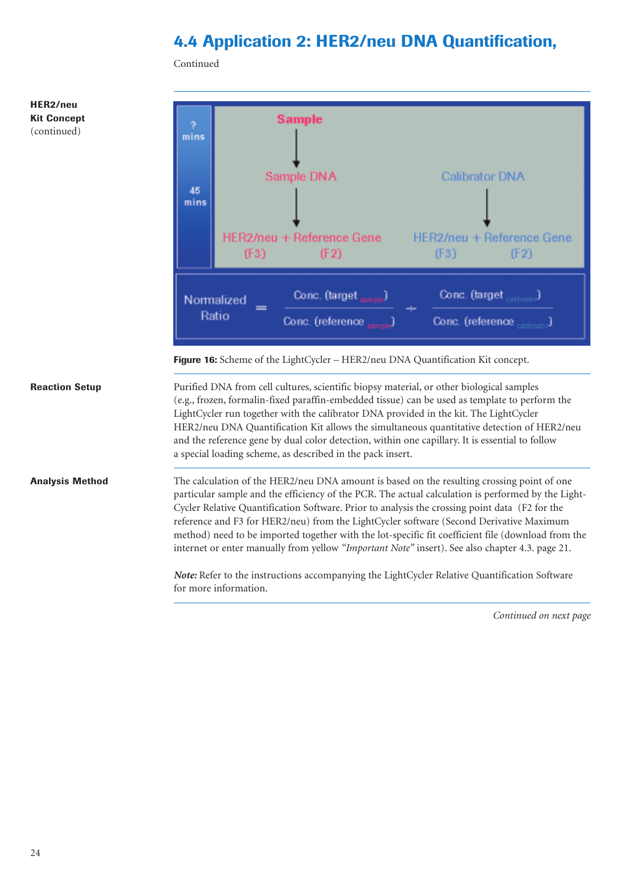## 4.4 Application 2: HER2/neu DNA Quantification,

Continued

**HER2/neu Kit Concept** (continued)

Sample → Sample DNA → HER2/neu (F3) + Reference Gene (F2)

Calibrator DNA → HER2/neu (F3) + Reference Gene (F2)

? mins / 45 mins

$$\text{Normalized Ratio} = \frac{\text{Conc. (target}_{sample})}{\text{Conc. (reference}_{sample})} \div \frac{\text{Conc. (target}_{calibrator})}{\text{Conc. (reference}_{calibrator})}$$

**Figure 16:** Scheme of the LightCycler – HER2/neu DNA Quantification Kit concept.

**Reaction Setup**

Purified DNA from cell cultures, scientific biopsy material, or other biological samples (e.g., frozen, formalin-fixed paraffin-embedded tissue) can be used as template to perform the LightCycler run together with the calibrator DNA provided in the kit. The LightCycler HER2/neu DNA Quantification Kit allows the simultaneous quantitative detection of HER2/neu and the reference gene by dual color detection, within one capillary. It is essential to follow a special loading scheme, as described in the pack insert.

**Analysis Method**

The calculation of the HER2/neu DNA amount is based on the resulting crossing point of one particular sample and the efficiency of the PCR. The actual calculation is performed by the LightCycler Relative Quantification Software. Prior to analysis the crossing point data (F2 for the reference and F3 for HER2/neu) from the LightCycler software (Second Derivative Maximum method) need to be imported together with the lot-specific fit coefficient file (download from the internet or enter manually from yellow *"Important Note"* insert). See also chapter 4.3. page 21.

***Note:*** Refer to the instructions accompanying the LightCycler Relative Quantification Software for more information.

*Continued on next page*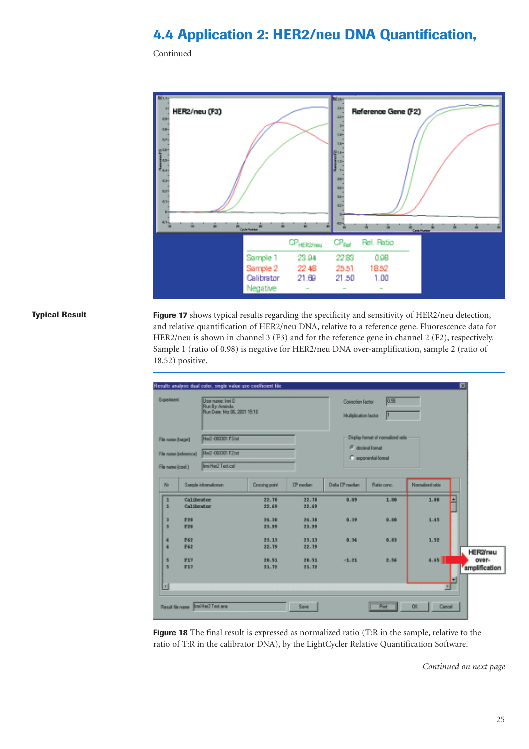## 4.4 Application 2: HER2/neu DNA Quantification,

Continued

| | $CP_{HER2/neu}$ | $CP_{Ref}$ | Rel. Ratio |
|---|---|---|---|
| Sample 1 | 23.94 | 22.83 | 0.98 |
| Sample 2 | 22.48 | 25.51 | 18.52 |
| Calibrator | 21.69 | 21.50 | 1.00 |
| Negative | - | - | - |

**Typical Result**

**Figure 17** shows typical results regarding the specificity and sensitivity of HER2/neu detection, and relative quantification of HER2/neu DNA, relative to a reference gene. Fluorescence data for HER2/neu is shown in channel 3 (F3) and for the reference gene in channel 2 (F2), respectively. Sample 1 (ratio of 0.98) is negative for HER2/neu DNA over-amplification, sample 2 (ratio of 18.52) positive.

**Figure 18** The final result is expressed as normalized ratio (T:R in the sample, relative to the ratio of T:R in the calibrator DNA), by the LightCycler Relative Quantification Software.

*Continued on next page*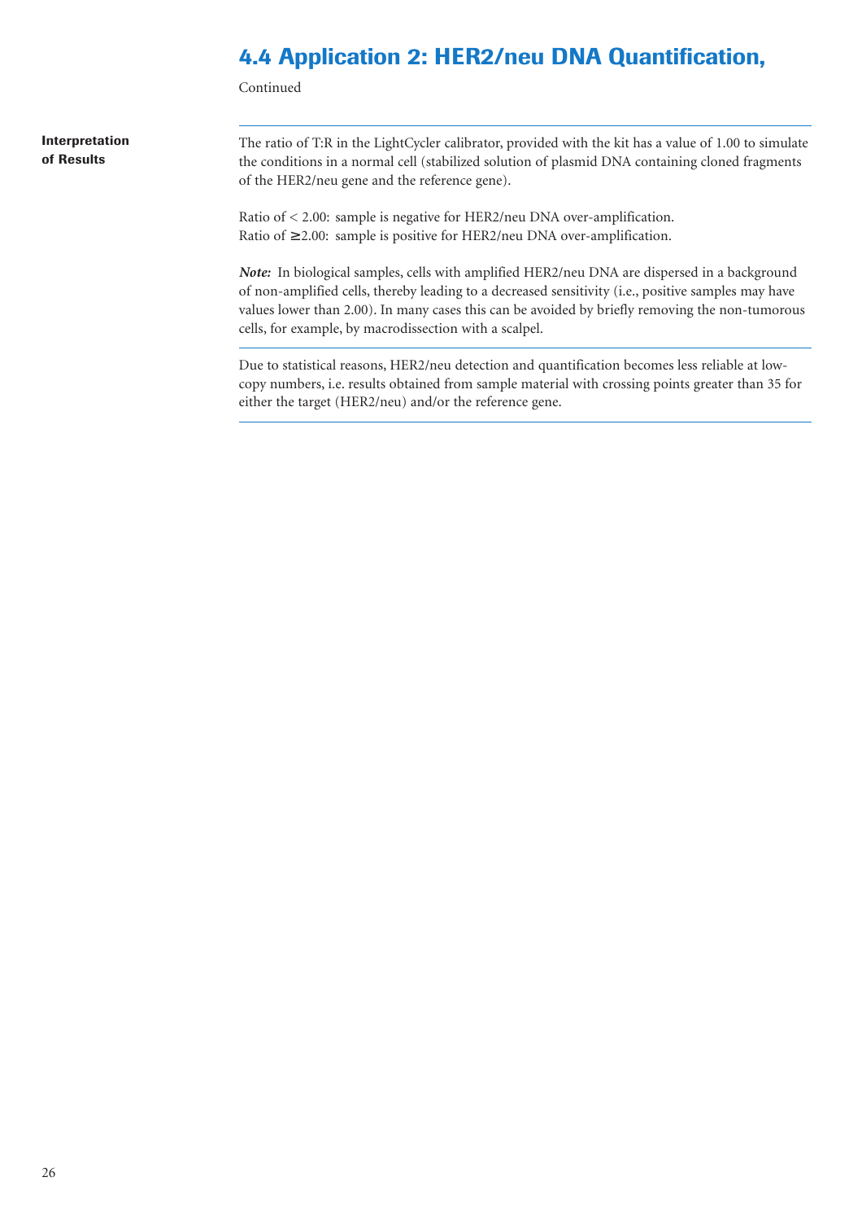## 4.4 Application 2: HER2/neu DNA Quantification,

Continued

**Interpretation of Results**

The ratio of T:R in the LightCycler calibrator, provided with the kit has a value of 1.00 to simulate the conditions in a normal cell (stabilized solution of plasmid DNA containing cloned fragments of the HER2/neu gene and the reference gene).

Ratio of < 2.00: sample is negative for HER2/neu DNA over-amplification.
Ratio of ≥ 2.00: sample is positive for HER2/neu DNA over-amplification.

***Note:*** In biological samples, cells with amplified HER2/neu DNA are dispersed in a background of non-amplified cells, thereby leading to a decreased sensitivity (i.e., positive samples may have values lower than 2.00). In many cases this can be avoided by briefly removing the non-tumorous cells, for example, by macrodissection with a scalpel.

Due to statistical reasons, HER2/neu detection and quantification becomes less reliable at low-copy numbers, i.e. results obtained from sample material with crossing points greater than 35 for either the target (HER2/neu) and/or the reference gene.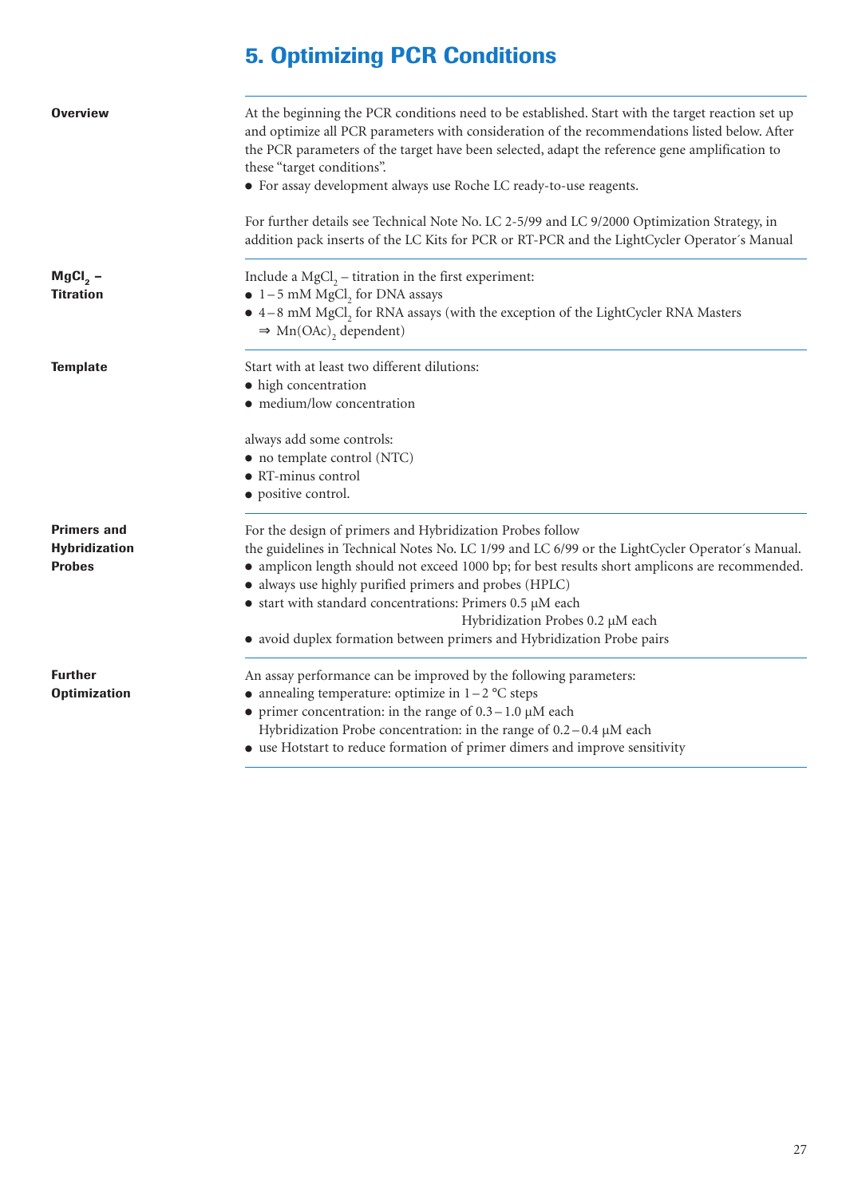# 5. Optimizing PCR Conditions

**Overview**

At the beginning the PCR conditions need to be established. Start with the target reaction set up and optimize all PCR parameters with consideration of the recommendations listed below. After the PCR parameters of the target have been selected, adapt the reference gene amplification to these "target conditions".

- For assay development always use Roche LC ready-to-use reagents.

For further details see Technical Note No. LC 2-5/99 and LC 9/2000 Optimization Strategy, in addition pack inserts of the LC Kits for PCR or RT-PCR and the LightCycler Operator´s Manual

**$MgCl_2$ – Titration**

Include a $MgCl_2$ – titration in the first experiment:

- 1 – 5 mM $MgCl_2$ for DNA assays
- 4 – 8 mM $MgCl_2$ for RNA assays (with the exception of the LightCycler RNA Masters ⇒ $Mn(OAc)_2$ dependent)

**Template**

Start with at least two different dilutions:

- high concentration
- medium/low concentration

always add some controls:

- no template control (NTC)
- RT-minus control
- positive control.

**Primers and Hybridization Probes**

For the design of primers and Hybridization Probes follow the guidelines in Technical Notes No. LC 1/99 and LC 6/99 or the LightCycler Operator´s Manual.

- amplicon length should not exceed 1000 bp; for best results short amplicons are recommended.
- always use highly purified primers and probes (HPLC)
- start with standard concentrations: Primers 0.5 µM each
  Hybridization Probes 0.2 µM each
- avoid duplex formation between primers and Hybridization Probe pairs

**Further Optimization**

An assay performance can be improved by the following parameters:

- annealing temperature: optimize in 1 – 2 °C steps
- primer concentration: in the range of 0.3 – 1.0 µM each
  Hybridization Probe concentration: in the range of 0.2 – 0.4 µM each
- use Hotstart to reduce formation of primer dimers and improve sensitivity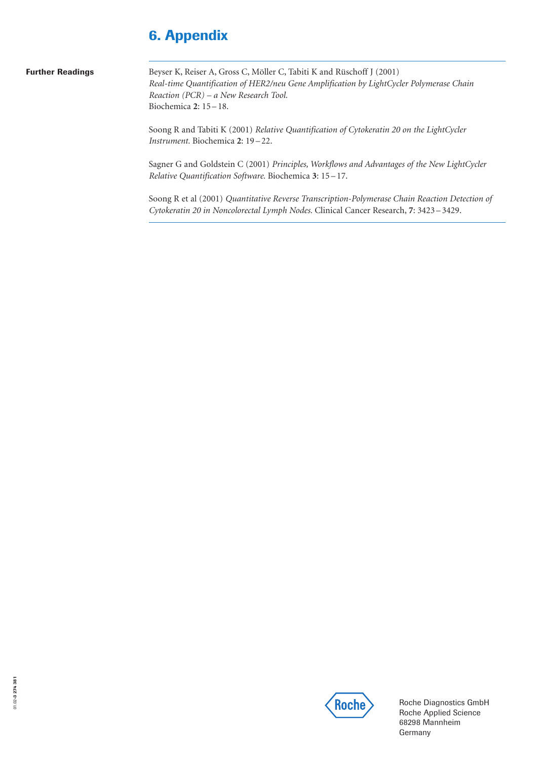# 6. Appendix

**Further Readings**

Beyser K, Reiser A, Gross C, Möller C, Tabiti K and Rüschoff J (2001) *Real-time Quantification of HER2/neu Gene Amplification by LightCycler Polymerase Chain Reaction (PCR) – a New Research Tool.* Biochemica **2**: 15 – 18.

Soong R and Tabiti K (2001) *Relative Quantification of Cytokeratin 20 on the LightCycler Instrument.* Biochemica **2**: 19 – 22.

Sagner G and Goldstein C (2001) *Principles, Workflows and Advantages of the New LightCycler Relative Quantification Software.* Biochemica **3**: 15 – 17.

Soong R et al (2001) *Quantitative Reverse Transcription-Polymerase Chain Reaction Detection of Cytokeratin 20 in Noncolorectal Lymph Nodes.* Clinical Cancer Research, **7**: 3423 – 3429.

01.02-**3 274 381**

Roche Diagnostics GmbH
Roche Applied Science
68298 Mannheim
Germany